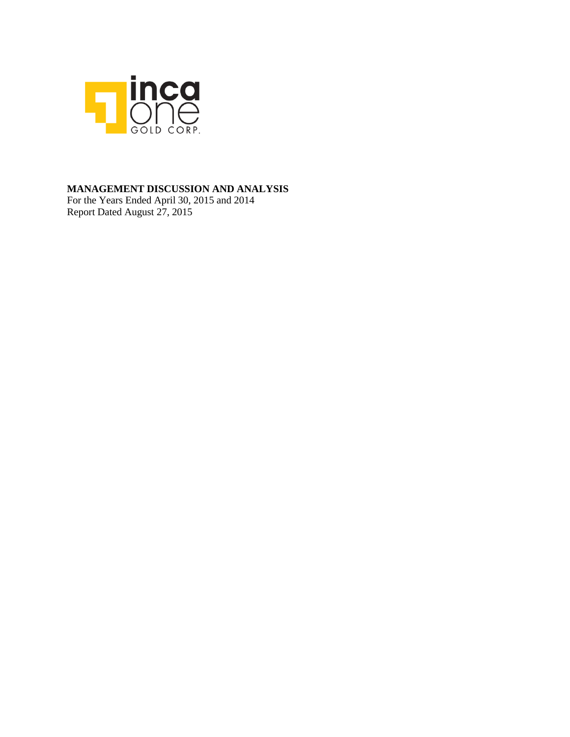inca one GOLD CORP.

# MANAGEMENT DISCUSSION AND ANALYSIS

For the Years Ended April 30, 2015 and 2014
Report Dated August 27, 2015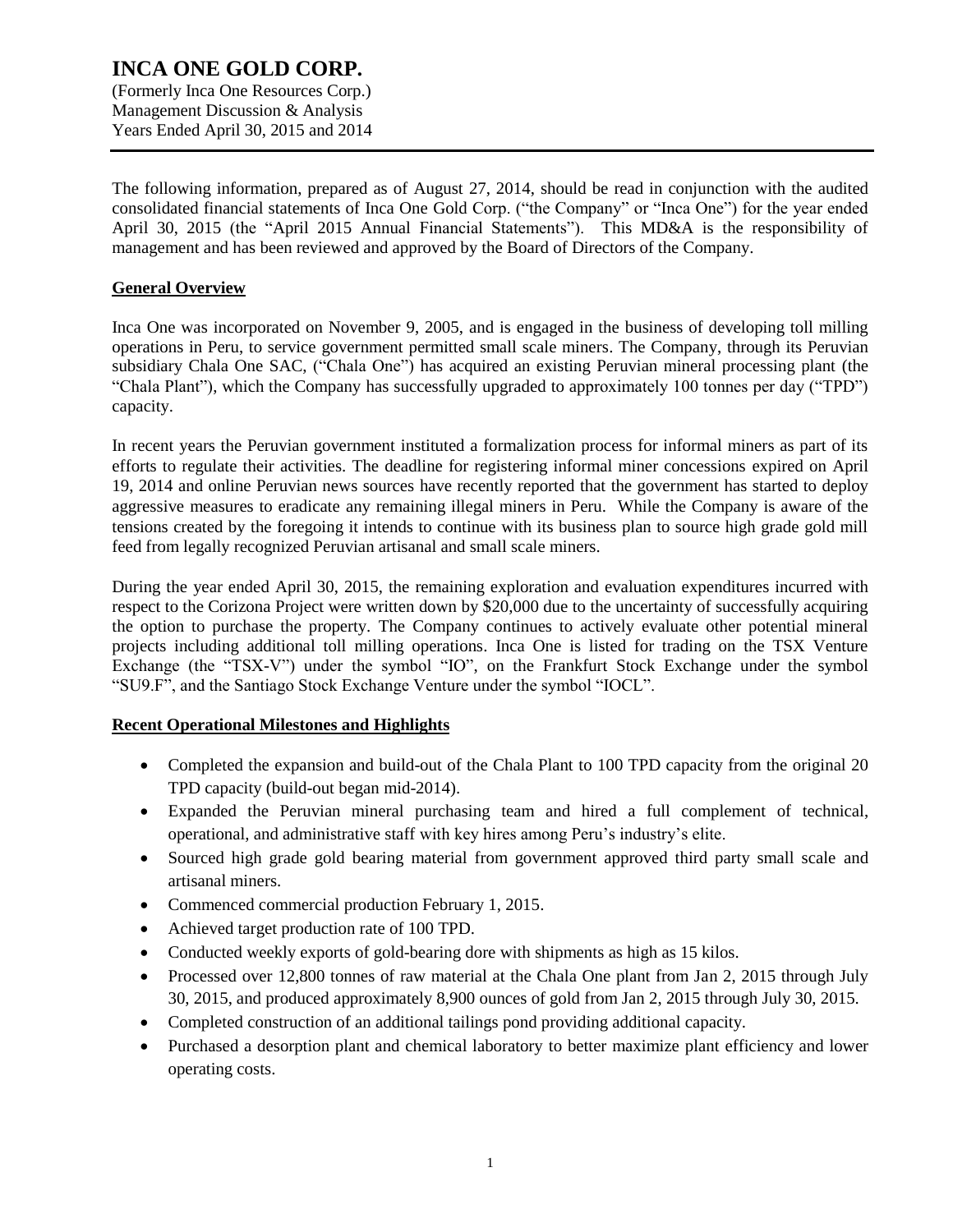# INCA ONE GOLD CORP.

(Formerly Inca One Resources Corp.)
Management Discussion & Analysis
Years Ended April 30, 2015 and 2014

The following information, prepared as of August 27, 2014, should be read in conjunction with the audited consolidated financial statements of Inca One Gold Corp. ("the Company" or "Inca One") for the year ended April 30, 2015 (the "April 2015 Annual Financial Statements"). This MD&A is the responsibility of management and has been reviewed and approved by the Board of Directors of the Company.

## General Overview

Inca One was incorporated on November 9, 2005, and is engaged in the business of developing toll milling operations in Peru, to service government permitted small scale miners. The Company, through its Peruvian subsidiary Chala One SAC, ("Chala One") has acquired an existing Peruvian mineral processing plant (the "Chala Plant"), which the Company has successfully upgraded to approximately 100 tonnes per day ("TPD") capacity.

In recent years the Peruvian government instituted a formalization process for informal miners as part of its efforts to regulate their activities. The deadline for registering informal miner concessions expired on April 19, 2014 and online Peruvian news sources have recently reported that the government has started to deploy aggressive measures to eradicate any remaining illegal miners in Peru. While the Company is aware of the tensions created by the foregoing it intends to continue with its business plan to source high grade gold mill feed from legally recognized Peruvian artisanal and small scale miners.

During the year ended April 30, 2015, the remaining exploration and evaluation expenditures incurred with respect to the Corizona Project were written down by $20,000 due to the uncertainty of successfully acquiring the option to purchase the property. The Company continues to actively evaluate other potential mineral projects including additional toll milling operations. Inca One is listed for trading on the TSX Venture Exchange (the "TSX-V") under the symbol "IO", on the Frankfurt Stock Exchange under the symbol "SU9.F", and the Santiago Stock Exchange Venture under the symbol "IOCL".

## Recent Operational Milestones and Highlights

- Completed the expansion and build-out of the Chala Plant to 100 TPD capacity from the original 20 TPD capacity (build-out began mid-2014).
- Expanded the Peruvian mineral purchasing team and hired a full complement of technical, operational, and administrative staff with key hires among Peru's industry's elite.
- Sourced high grade gold bearing material from government approved third party small scale and artisanal miners.
- Commenced commercial production February 1, 2015.
- Achieved target production rate of 100 TPD.
- Conducted weekly exports of gold-bearing dore with shipments as high as 15 kilos.
- Processed over 12,800 tonnes of raw material at the Chala One plant from Jan 2, 2015 through July 30, 2015, and produced approximately 8,900 ounces of gold from Jan 2, 2015 through July 30, 2015.
- Completed construction of an additional tailings pond providing additional capacity.
- Purchased a desorption plant and chemical laboratory to better maximize plant efficiency and lower operating costs.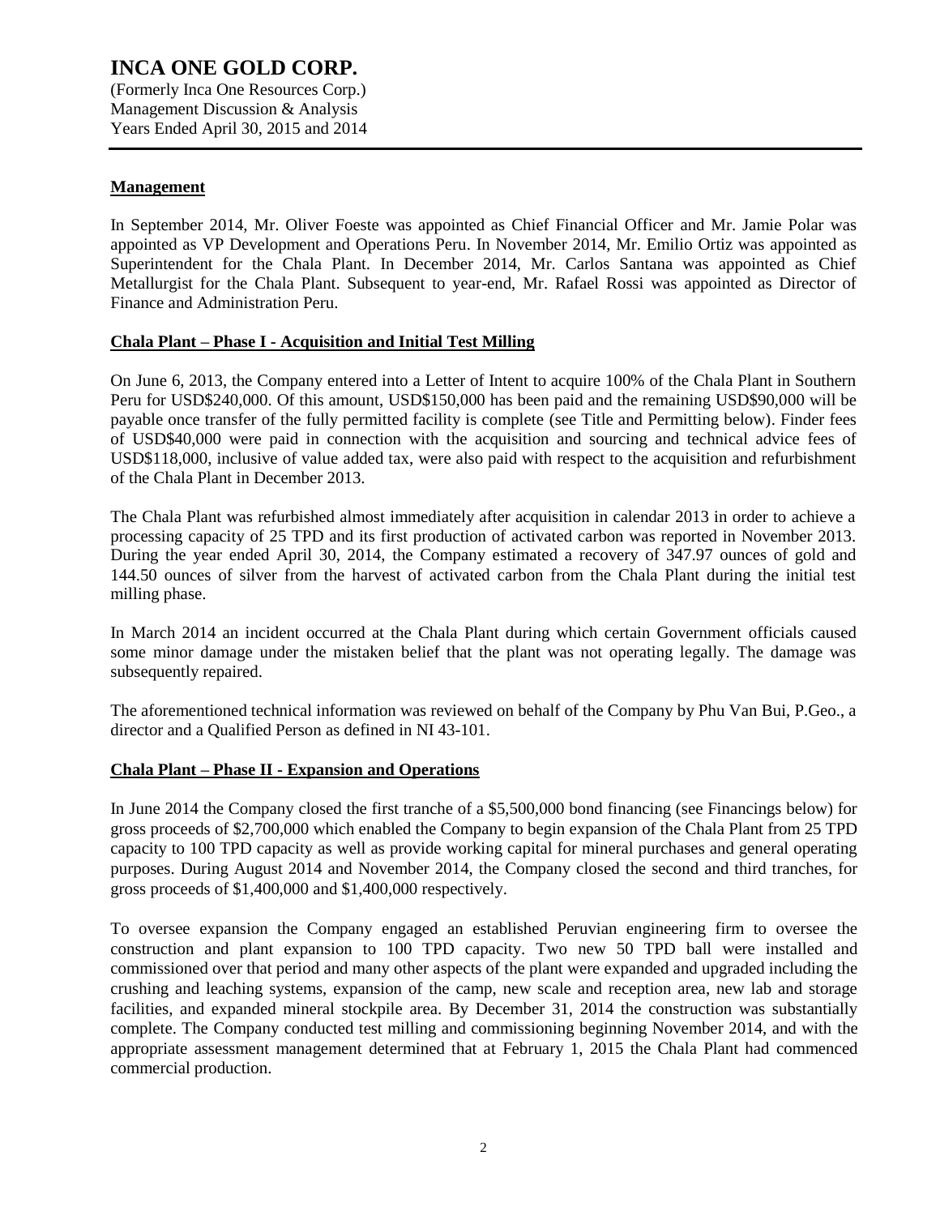## Management

In September 2014, Mr. Oliver Foeste was appointed as Chief Financial Officer and Mr. Jamie Polar was appointed as VP Development and Operations Peru. In November 2014, Mr. Emilio Ortiz was appointed as Superintendent for the Chala Plant. In December 2014, Mr. Carlos Santana was appointed as Chief Metallurgist for the Chala Plant. Subsequent to year-end, Mr. Rafael Rossi was appointed as Director of Finance and Administration Peru.

## Chala Plant – Phase I - Acquisition and Initial Test Milling

On June 6, 2013, the Company entered into a Letter of Intent to acquire 100% of the Chala Plant in Southern Peru for USD$240,000. Of this amount, USD$150,000 has been paid and the remaining USD$90,000 will be payable once transfer of the fully permitted facility is complete (see Title and Permitting below). Finder fees of USD$40,000 were paid in connection with the acquisition and sourcing and technical advice fees of USD$118,000, inclusive of value added tax, were also paid with respect to the acquisition and refurbishment of the Chala Plant in December 2013.

The Chala Plant was refurbished almost immediately after acquisition in calendar 2013 in order to achieve a processing capacity of 25 TPD and its first production of activated carbon was reported in November 2013. During the year ended April 30, 2014, the Company estimated a recovery of 347.97 ounces of gold and 144.50 ounces of silver from the harvest of activated carbon from the Chala Plant during the initial test milling phase.

In March 2014 an incident occurred at the Chala Plant during which certain Government officials caused some minor damage under the mistaken belief that the plant was not operating legally. The damage was subsequently repaired.

The aforementioned technical information was reviewed on behalf of the Company by Phu Van Bui, P.Geo., a director and a Qualified Person as defined in NI 43-101.

## Chala Plant – Phase II - Expansion and Operations

In June 2014 the Company closed the first tranche of a $5,500,000 bond financing (see Financings below) for gross proceeds of $2,700,000 which enabled the Company to begin expansion of the Chala Plant from 25 TPD capacity to 100 TPD capacity as well as provide working capital for mineral purchases and general operating purposes. During August 2014 and November 2014, the Company closed the second and third tranches, for gross proceeds of $1,400,000 and $1,400,000 respectively.

To oversee expansion the Company engaged an established Peruvian engineering firm to oversee the construction and plant expansion to 100 TPD capacity. Two new 50 TPD ball were installed and commissioned over that period and many other aspects of the plant were expanded and upgraded including the crushing and leaching systems, expansion of the camp, new scale and reception area, new lab and storage facilities, and expanded mineral stockpile area. By December 31, 2014 the construction was substantially complete. The Company conducted test milling and commissioning beginning November 2014, and with the appropriate assessment management determined that at February 1, 2015 the Chala Plant had commenced commercial production.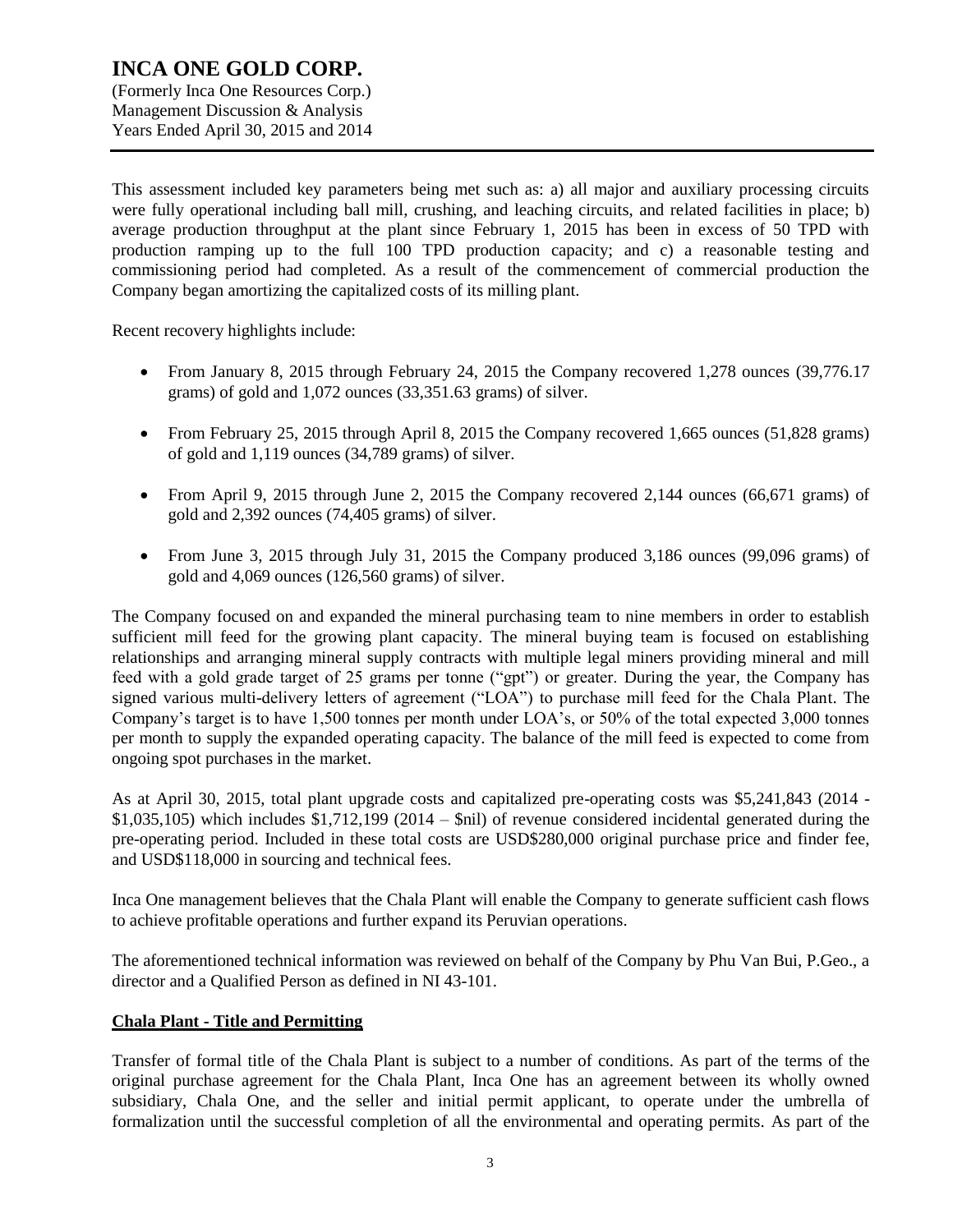This assessment included key parameters being met such as: a) all major and auxiliary processing circuits were fully operational including ball mill, crushing, and leaching circuits, and related facilities in place; b) average production throughput at the plant since February 1, 2015 has been in excess of 50 TPD with production ramping up to the full 100 TPD production capacity; and c) a reasonable testing and commissioning period had completed. As a result of the commencement of commercial production the Company began amortizing the capitalized costs of its milling plant.

Recent recovery highlights include:

- From January 8, 2015 through February 24, 2015 the Company recovered 1,278 ounces (39,776.17 grams) of gold and 1,072 ounces (33,351.63 grams) of silver.
- From February 25, 2015 through April 8, 2015 the Company recovered 1,665 ounces (51,828 grams) of gold and 1,119 ounces (34,789 grams) of silver.
- From April 9, 2015 through June 2, 2015 the Company recovered 2,144 ounces (66,671 grams) of gold and 2,392 ounces (74,405 grams) of silver.
- From June 3, 2015 through July 31, 2015 the Company produced 3,186 ounces (99,096 grams) of gold and 4,069 ounces (126,560 grams) of silver.

The Company focused on and expanded the mineral purchasing team to nine members in order to establish sufficient mill feed for the growing plant capacity. The mineral buying team is focused on establishing relationships and arranging mineral supply contracts with multiple legal miners providing mineral and mill feed with a gold grade target of 25 grams per tonne ("gpt") or greater. During the year, the Company has signed various multi-delivery letters of agreement ("LOA") to purchase mill feed for the Chala Plant. The Company's target is to have 1,500 tonnes per month under LOA's, or 50% of the total expected 3,000 tonnes per month to supply the expanded operating capacity. The balance of the mill feed is expected to come from ongoing spot purchases in the market.

As at April 30, 2015, total plant upgrade costs and capitalized pre-operating costs was $5,241,843 (2014 - $1,035,105) which includes $1,712,199 (2014 – $nil) of revenue considered incidental generated during the pre-operating period. Included in these total costs are USD$280,000 original purchase price and finder fee, and USD$118,000 in sourcing and technical fees.

Inca One management believes that the Chala Plant will enable the Company to generate sufficient cash flows to achieve profitable operations and further expand its Peruvian operations.

The aforementioned technical information was reviewed on behalf of the Company by Phu Van Bui, P.Geo., a director and a Qualified Person as defined in NI 43-101.

**Chala Plant - Title and Permitting**

Transfer of formal title of the Chala Plant is subject to a number of conditions. As part of the terms of the original purchase agreement for the Chala Plant, Inca One has an agreement between its wholly owned subsidiary, Chala One, and the seller and initial permit applicant, to operate under the umbrella of formalization until the successful completion of all the environmental and operating permits. As part of the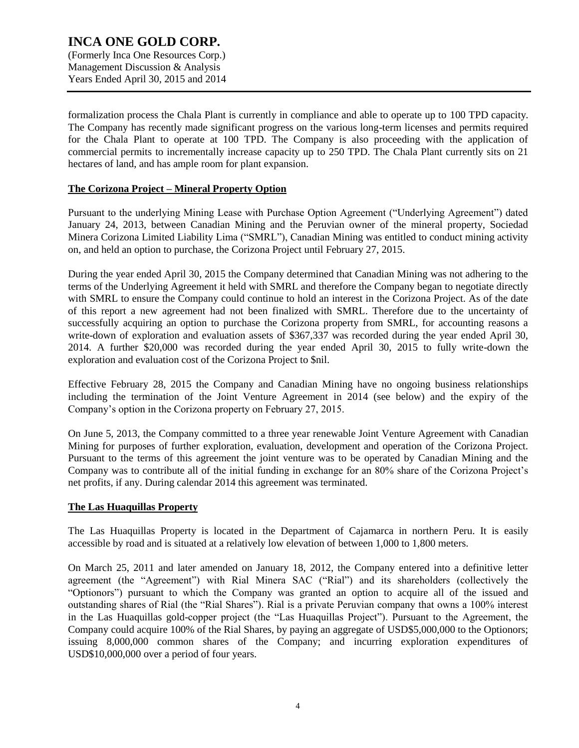formalization process the Chala Plant is currently in compliance and able to operate up to 100 TPD capacity. The Company has recently made significant progress on the various long-term licenses and permits required for the Chala Plant to operate at 100 TPD. The Company is also proceeding with the application of commercial permits to incrementally increase capacity up to 250 TPD. The Chala Plant currently sits on 21 hectares of land, and has ample room for plant expansion.

## **The Corizona Project – Mineral Property Option**

Pursuant to the underlying Mining Lease with Purchase Option Agreement ("Underlying Agreement") dated January 24, 2013, between Canadian Mining and the Peruvian owner of the mineral property, Sociedad Minera Corizona Limited Liability Lima ("SMRL"), Canadian Mining was entitled to conduct mining activity on, and held an option to purchase, the Corizona Project until February 27, 2015.

During the year ended April 30, 2015 the Company determined that Canadian Mining was not adhering to the terms of the Underlying Agreement it held with SMRL and therefore the Company began to negotiate directly with SMRL to ensure the Company could continue to hold an interest in the Corizona Project. As of the date of this report a new agreement had not been finalized with SMRL. Therefore due to the uncertainty of successfully acquiring an option to purchase the Corizona property from SMRL, for accounting reasons a write-down of exploration and evaluation assets of $367,337 was recorded during the year ended April 30, 2014. A further $20,000 was recorded during the year ended April 30, 2015 to fully write-down the exploration and evaluation cost of the Corizona Project to $nil.

Effective February 28, 2015 the Company and Canadian Mining have no ongoing business relationships including the termination of the Joint Venture Agreement in 2014 (see below) and the expiry of the Company's option in the Corizona property on February 27, 2015.

On June 5, 2013, the Company committed to a three year renewable Joint Venture Agreement with Canadian Mining for purposes of further exploration, evaluation, development and operation of the Corizona Project. Pursuant to the terms of this agreement the joint venture was to be operated by Canadian Mining and the Company was to contribute all of the initial funding in exchange for an 80% share of the Corizona Project's net profits, if any. During calendar 2014 this agreement was terminated.

## **The Las Huaquillas Property**

The Las Huaquillas Property is located in the Department of Cajamarca in northern Peru. It is easily accessible by road and is situated at a relatively low elevation of between 1,000 to 1,800 meters.

On March 25, 2011 and later amended on January 18, 2012, the Company entered into a definitive letter agreement (the "Agreement") with Rial Minera SAC ("Rial") and its shareholders (collectively the "Optionors") pursuant to which the Company was granted an option to acquire all of the issued and outstanding shares of Rial (the "Rial Shares"). Rial is a private Peruvian company that owns a 100% interest in the Las Huaquillas gold-copper project (the "Las Huaquillas Project"). Pursuant to the Agreement, the Company could acquire 100% of the Rial Shares, by paying an aggregate of USD$5,000,000 to the Optionors; issuing 8,000,000 common shares of the Company; and incurring exploration expenditures of USD$10,000,000 over a period of four years.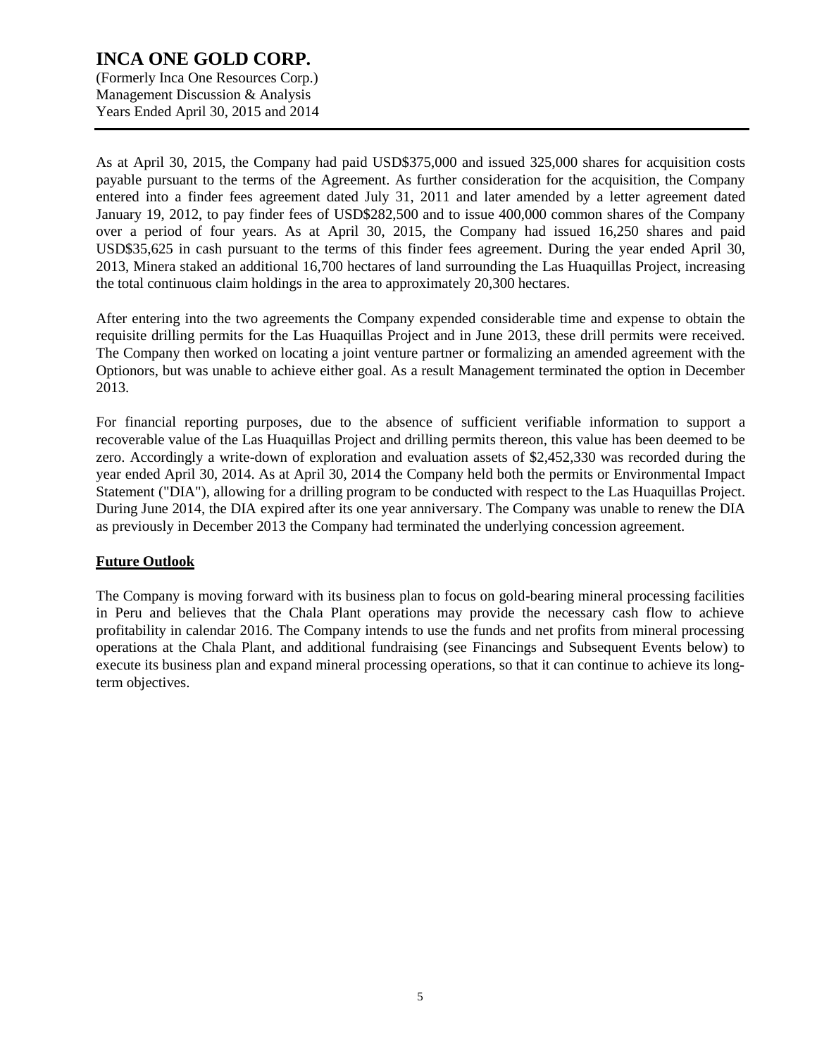As at April 30, 2015, the Company had paid USD$375,000 and issued 325,000 shares for acquisition costs payable pursuant to the terms of the Agreement. As further consideration for the acquisition, the Company entered into a finder fees agreement dated July 31, 2011 and later amended by a letter agreement dated January 19, 2012, to pay finder fees of USD$282,500 and to issue 400,000 common shares of the Company over a period of four years. As at April 30, 2015, the Company had issued 16,250 shares and paid USD$35,625 in cash pursuant to the terms of this finder fees agreement. During the year ended April 30, 2013, Minera staked an additional 16,700 hectares of land surrounding the Las Huaquillas Project, increasing the total continuous claim holdings in the area to approximately 20,300 hectares.

After entering into the two agreements the Company expended considerable time and expense to obtain the requisite drilling permits for the Las Huaquillas Project and in June 2013, these drill permits were received. The Company then worked on locating a joint venture partner or formalizing an amended agreement with the Optionors, but was unable to achieve either goal. As a result Management terminated the option in December 2013.

For financial reporting purposes, due to the absence of sufficient verifiable information to support a recoverable value of the Las Huaquillas Project and drilling permits thereon, this value has been deemed to be zero. Accordingly a write-down of exploration and evaluation assets of $2,452,330 was recorded during the year ended April 30, 2014. As at April 30, 2014 the Company held both the permits or Environmental Impact Statement ("DIA"), allowing for a drilling program to be conducted with respect to the Las Huaquillas Project. During June 2014, the DIA expired after its one year anniversary. The Company was unable to renew the DIA as previously in December 2013 the Company had terminated the underlying concession agreement.

## Future Outlook

The Company is moving forward with its business plan to focus on gold-bearing mineral processing facilities in Peru and believes that the Chala Plant operations may provide the necessary cash flow to achieve profitability in calendar 2016. The Company intends to use the funds and net profits from mineral processing operations at the Chala Plant, and additional fundraising (see Financings and Subsequent Events below) to execute its business plan and expand mineral processing operations, so that it can continue to achieve its long-term objectives.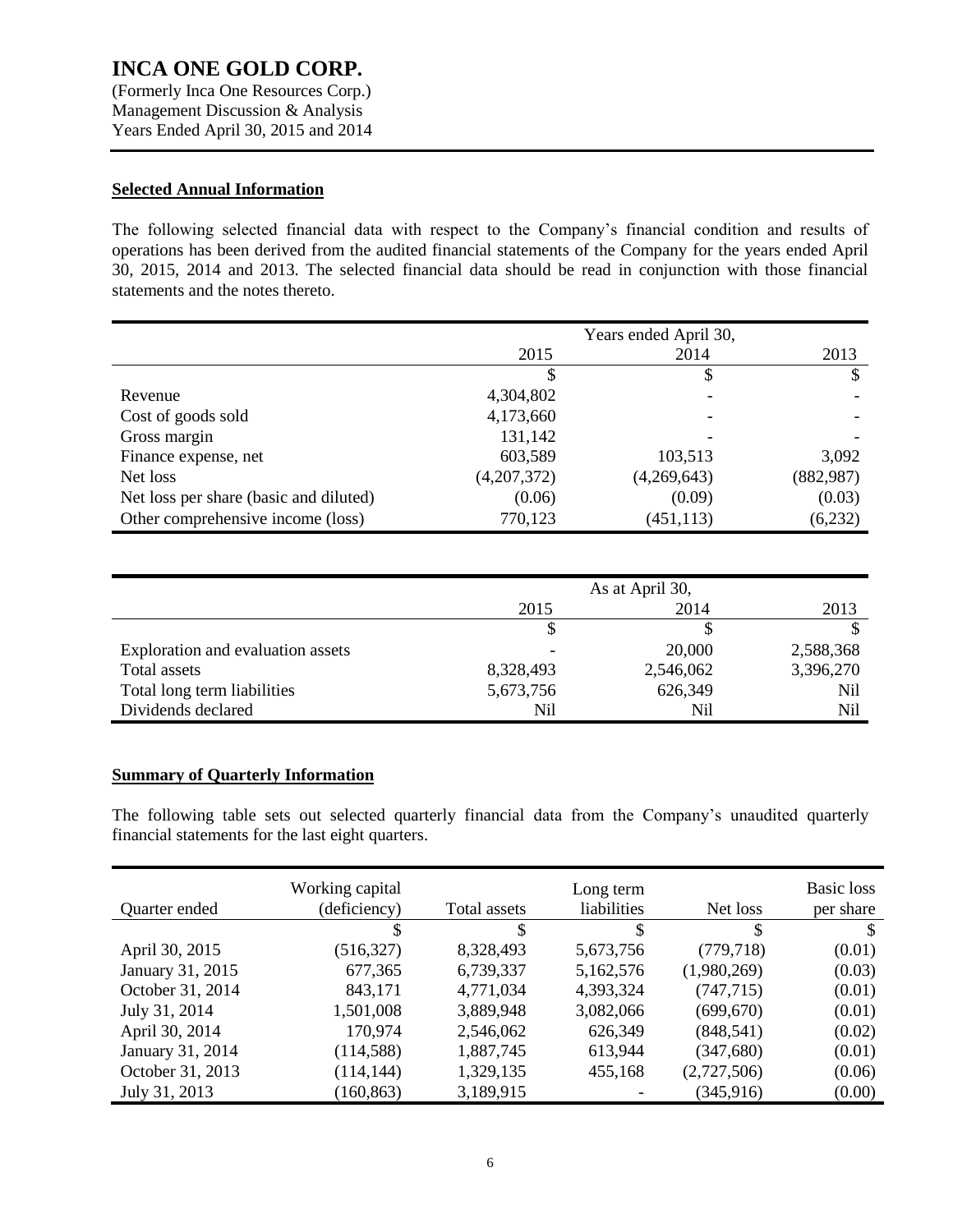## Selected Annual Information

The following selected financial data with respect to the Company's financial condition and results of operations has been derived from the audited financial statements of the Company for the years ended April 30, 2015, 2014 and 2013. The selected financial data should be read in conjunction with those financial statements and the notes thereto.

| | Years ended April 30, | | |
|---|---|---|---|
| | 2015 | 2014 | 2013 |
| | $ | $ | $ |
| Revenue | 4,304,802 | - | - |
| Cost of goods sold | 4,173,660 | - | - |
| Gross margin | 131,142 | - | - |
| Finance expense, net | 603,589 | 103,513 | 3,092 |
| Net loss | (4,207,372) | (4,269,643) | (882,987) |
| Net loss per share (basic and diluted) | (0.06) | (0.09) | (0.03) |
| Other comprehensive income (loss) | 770,123 | (451,113) | (6,232) |

| | As at April 30, | | |
|---|---|---|---|
| | 2015 | 2014 | 2013 |
| | $ | $ | $ |
| Exploration and evaluation assets | - | 20,000 | 2,588,368 |
| Total assets | 8,328,493 | 2,546,062 | 3,396,270 |
| Total long term liabilities | 5,673,756 | 626,349 | Nil |
| Dividends declared | Nil | Nil | Nil |

## Summary of Quarterly Information

The following table sets out selected quarterly financial data from the Company's unaudited quarterly financial statements for the last eight quarters.

| Quarter ended | Working capital (deficiency) | Total assets | Long term liabilities | Net loss | Basic loss per share |
|---|---|---|---|---|---|
| | $ | $ | $ | $ | $ |
| April 30, 2015 | (516,327) | 8,328,493 | 5,673,756 | (779,718) | (0.01) |
| January 31, 2015 | 677,365 | 6,739,337 | 5,162,576 | (1,980,269) | (0.03) |
| October 31, 2014 | 843,171 | 4,771,034 | 4,393,324 | (747,715) | (0.01) |
| July 31, 2014 | 1,501,008 | 3,889,948 | 3,082,066 | (699,670) | (0.01) |
| April 30, 2014 | 170,974 | 2,546,062 | 626,349 | (848,541) | (0.02) |
| January 31, 2014 | (114,588) | 1,887,745 | 613,944 | (347,680) | (0.01) |
| October 31, 2013 | (114,144) | 1,329,135 | 455,168 | (2,727,506) | (0.06) |
| July 31, 2013 | (160,863) | 3,189,915 | - | (345,916) | (0.00) |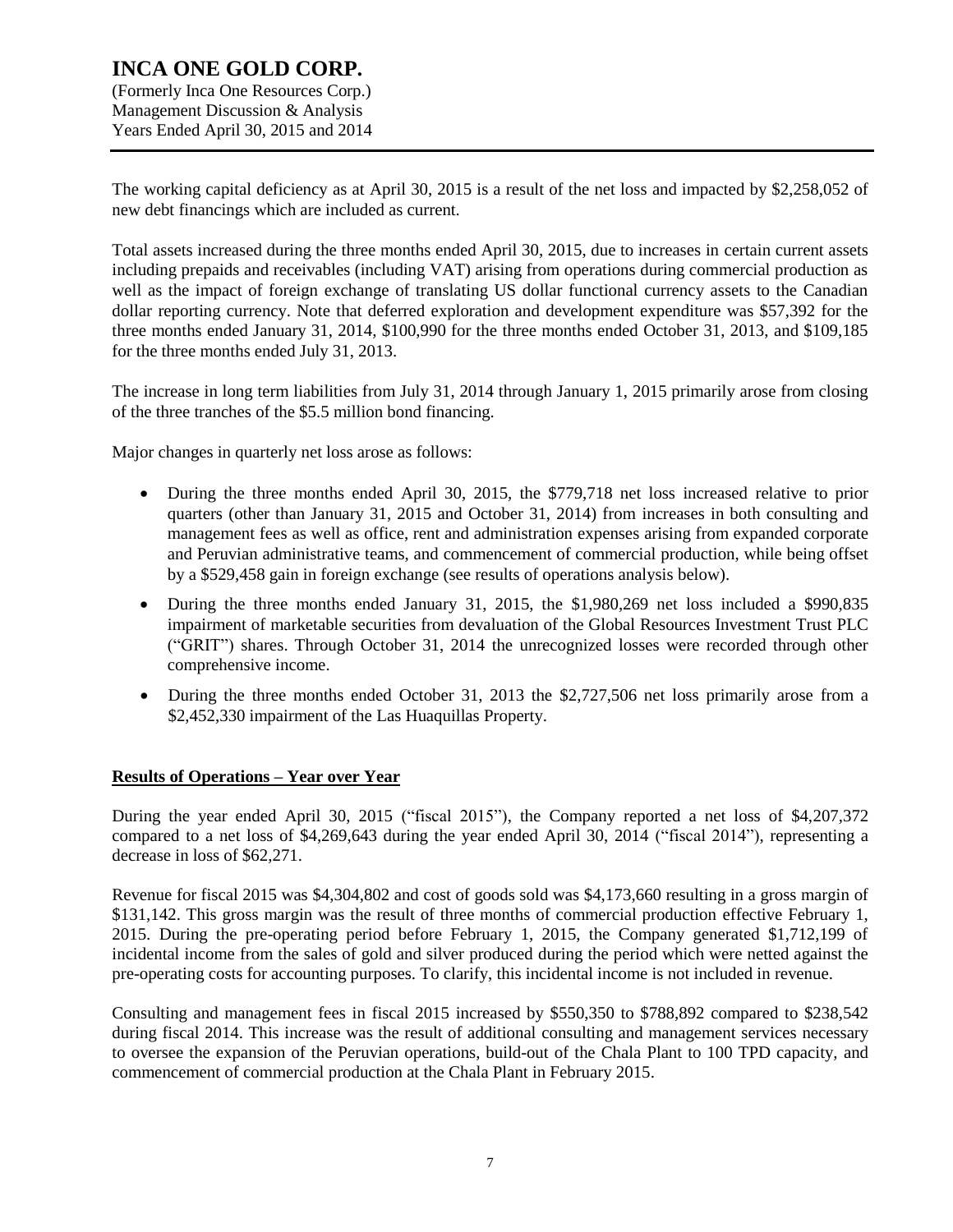The working capital deficiency as at April 30, 2015 is a result of the net loss and impacted by $2,258,052 of new debt financings which are included as current.

Total assets increased during the three months ended April 30, 2015, due to increases in certain current assets including prepaids and receivables (including VAT) arising from operations during commercial production as well as the impact of foreign exchange of translating US dollar functional currency assets to the Canadian dollar reporting currency. Note that deferred exploration and development expenditure was $57,392 for the three months ended January 31, 2014, $100,990 for the three months ended October 31, 2013, and $109,185 for the three months ended July 31, 2013.

The increase in long term liabilities from July 31, 2014 through January 1, 2015 primarily arose from closing of the three tranches of the $5.5 million bond financing.

Major changes in quarterly net loss arose as follows:

- During the three months ended April 30, 2015, the $779,718 net loss increased relative to prior quarters (other than January 31, 2015 and October 31, 2014) from increases in both consulting and management fees as well as office, rent and administration expenses arising from expanded corporate and Peruvian administrative teams, and commencement of commercial production, while being offset by a $529,458 gain in foreign exchange (see results of operations analysis below).
- During the three months ended January 31, 2015, the $1,980,269 net loss included a $990,835 impairment of marketable securities from devaluation of the Global Resources Investment Trust PLC ("GRIT") shares. Through October 31, 2014 the unrecognized losses were recorded through other comprehensive income.
- During the three months ended October 31, 2013 the $2,727,506 net loss primarily arose from a $2,452,330 impairment of the Las Huaquillas Property.

## Results of Operations – Year over Year

During the year ended April 30, 2015 ("fiscal 2015"), the Company reported a net loss of $4,207,372 compared to a net loss of $4,269,643 during the year ended April 30, 2014 ("fiscal 2014"), representing a decrease in loss of $62,271.

Revenue for fiscal 2015 was $4,304,802 and cost of goods sold was $4,173,660 resulting in a gross margin of $131,142. This gross margin was the result of three months of commercial production effective February 1, 2015. During the pre-operating period before February 1, 2015, the Company generated $1,712,199 of incidental income from the sales of gold and silver produced during the period which were netted against the pre-operating costs for accounting purposes. To clarify, this incidental income is not included in revenue.

Consulting and management fees in fiscal 2015 increased by $550,350 to $788,892 compared to $238,542 during fiscal 2014. This increase was the result of additional consulting and management services necessary to oversee the expansion of the Peruvian operations, build-out of the Chala Plant to 100 TPD capacity, and commencement of commercial production at the Chala Plant in February 2015.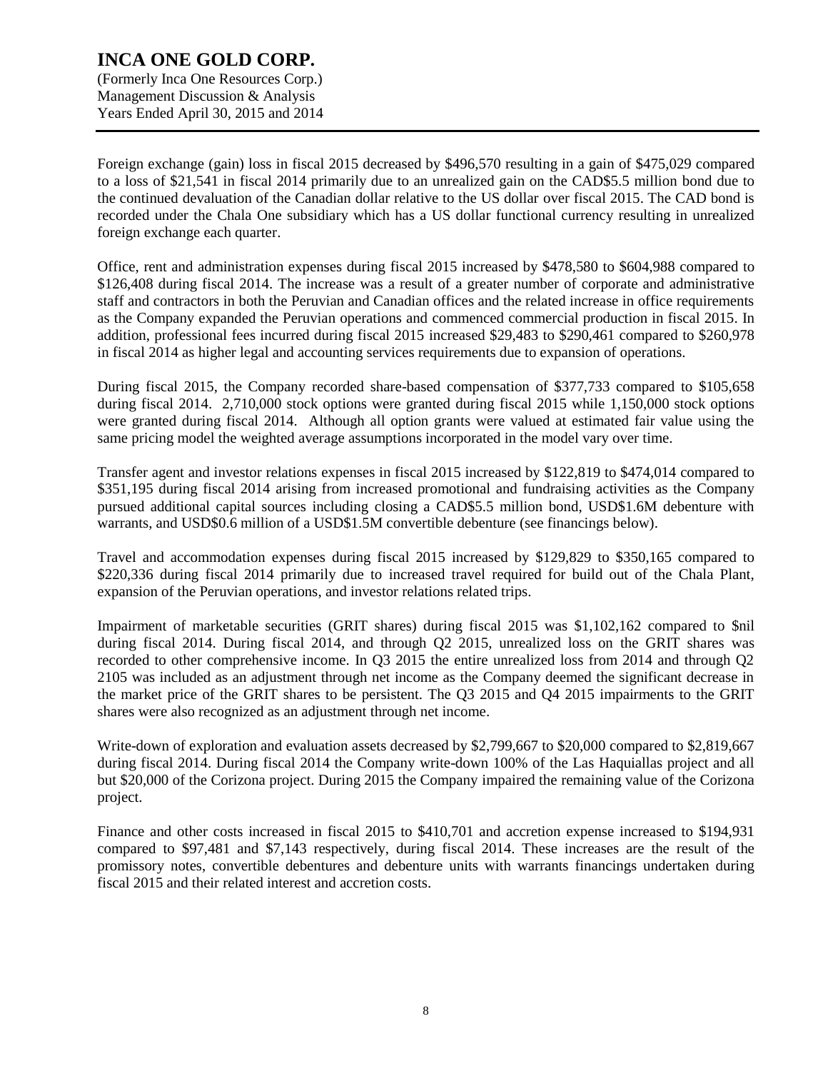Foreign exchange (gain) loss in fiscal 2015 decreased by $496,570 resulting in a gain of $475,029 compared to a loss of $21,541 in fiscal 2014 primarily due to an unrealized gain on the CAD$5.5 million bond due to the continued devaluation of the Canadian dollar relative to the US dollar over fiscal 2015. The CAD bond is recorded under the Chala One subsidiary which has a US dollar functional currency resulting in unrealized foreign exchange each quarter.

Office, rent and administration expenses during fiscal 2015 increased by $478,580 to $604,988 compared to $126,408 during fiscal 2014. The increase was a result of a greater number of corporate and administrative staff and contractors in both the Peruvian and Canadian offices and the related increase in office requirements as the Company expanded the Peruvian operations and commenced commercial production in fiscal 2015. In addition, professional fees incurred during fiscal 2015 increased $29,483 to $290,461 compared to $260,978 in fiscal 2014 as higher legal and accounting services requirements due to expansion of operations.

During fiscal 2015, the Company recorded share-based compensation of $377,733 compared to $105,658 during fiscal 2014. 2,710,000 stock options were granted during fiscal 2015 while 1,150,000 stock options were granted during fiscal 2014. Although all option grants were valued at estimated fair value using the same pricing model the weighted average assumptions incorporated in the model vary over time.

Transfer agent and investor relations expenses in fiscal 2015 increased by $122,819 to $474,014 compared to $351,195 during fiscal 2014 arising from increased promotional and fundraising activities as the Company pursued additional capital sources including closing a CAD$5.5 million bond, USD$1.6M debenture with warrants, and USD$0.6 million of a USD$1.5M convertible debenture (see financings below).

Travel and accommodation expenses during fiscal 2015 increased by $129,829 to $350,165 compared to $220,336 during fiscal 2014 primarily due to increased travel required for build out of the Chala Plant, expansion of the Peruvian operations, and investor relations related trips.

Impairment of marketable securities (GRIT shares) during fiscal 2015 was $1,102,162 compared to $nil during fiscal 2014. During fiscal 2014, and through Q2 2015, unrealized loss on the GRIT shares was recorded to other comprehensive income. In Q3 2015 the entire unrealized loss from 2014 and through Q2 2105 was included as an adjustment through net income as the Company deemed the significant decrease in the market price of the GRIT shares to be persistent. The Q3 2015 and Q4 2015 impairments to the GRIT shares were also recognized as an adjustment through net income.

Write-down of exploration and evaluation assets decreased by $2,799,667 to $20,000 compared to $2,819,667 during fiscal 2014. During fiscal 2014 the Company write-down 100% of the Las Haquiallas project and all but $20,000 of the Corizona project. During 2015 the Company impaired the remaining value of the Corizona project.

Finance and other costs increased in fiscal 2015 to $410,701 and accretion expense increased to $194,931 compared to $97,481 and $7,143 respectively, during fiscal 2014. These increases are the result of the promissory notes, convertible debentures and debenture units with warrants financings undertaken during fiscal 2015 and their related interest and accretion costs.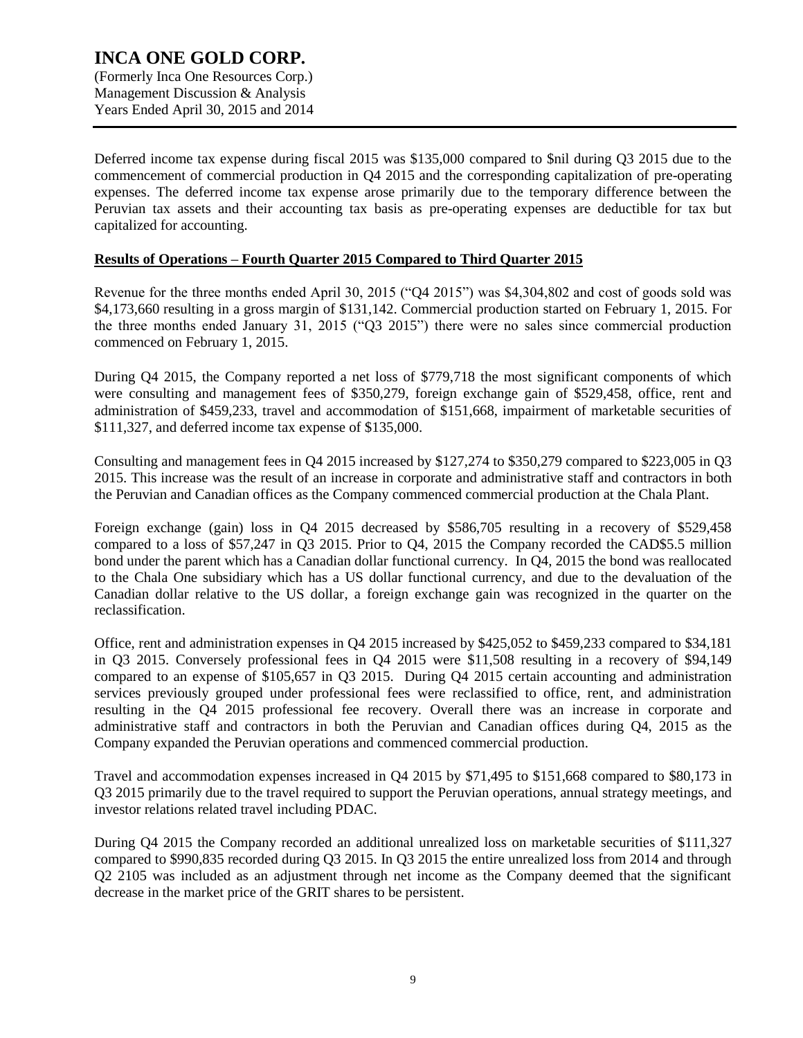Deferred income tax expense during fiscal 2015 was $135,000 compared to $nil during Q3 2015 due to the commencement of commercial production in Q4 2015 and the corresponding capitalization of pre-operating expenses. The deferred income tax expense arose primarily due to the temporary difference between the Peruvian tax assets and their accounting tax basis as pre-operating expenses are deductible for tax but capitalized for accounting.

**Results of Operations – Fourth Quarter 2015 Compared to Third Quarter 2015**

Revenue for the three months ended April 30, 2015 ("Q4 2015") was $4,304,802 and cost of goods sold was $4,173,660 resulting in a gross margin of $131,142. Commercial production started on February 1, 2015. For the three months ended January 31, 2015 ("Q3 2015") there were no sales since commercial production commenced on February 1, 2015.

During Q4 2015, the Company reported a net loss of $779,718 the most significant components of which were consulting and management fees of $350,279, foreign exchange gain of $529,458, office, rent and administration of $459,233, travel and accommodation of $151,668, impairment of marketable securities of $111,327, and deferred income tax expense of $135,000.

Consulting and management fees in Q4 2015 increased by $127,274 to $350,279 compared to $223,005 in Q3 2015. This increase was the result of an increase in corporate and administrative staff and contractors in both the Peruvian and Canadian offices as the Company commenced commercial production at the Chala Plant.

Foreign exchange (gain) loss in Q4 2015 decreased by $586,705 resulting in a recovery of $529,458 compared to a loss of $57,247 in Q3 2015. Prior to Q4, 2015 the Company recorded the CAD$5.5 million bond under the parent which has a Canadian dollar functional currency. In Q4, 2015 the bond was reallocated to the Chala One subsidiary which has a US dollar functional currency, and due to the devaluation of the Canadian dollar relative to the US dollar, a foreign exchange gain was recognized in the quarter on the reclassification.

Office, rent and administration expenses in Q4 2015 increased by $425,052 to $459,233 compared to $34,181 in Q3 2015. Conversely professional fees in Q4 2015 were $11,508 resulting in a recovery of $94,149 compared to an expense of $105,657 in Q3 2015. During Q4 2015 certain accounting and administration services previously grouped under professional fees were reclassified to office, rent, and administration resulting in the Q4 2015 professional fee recovery. Overall there was an increase in corporate and administrative staff and contractors in both the Peruvian and Canadian offices during Q4, 2015 as the Company expanded the Peruvian operations and commenced commercial production.

Travel and accommodation expenses increased in Q4 2015 by $71,495 to $151,668 compared to $80,173 in Q3 2015 primarily due to the travel required to support the Peruvian operations, annual strategy meetings, and investor relations related travel including PDAC.

During Q4 2015 the Company recorded an additional unrealized loss on marketable securities of $111,327 compared to $990,835 recorded during Q3 2015. In Q3 2015 the entire unrealized loss from 2014 and through Q2 2105 was included as an adjustment through net income as the Company deemed that the significant decrease in the market price of the GRIT shares to be persistent.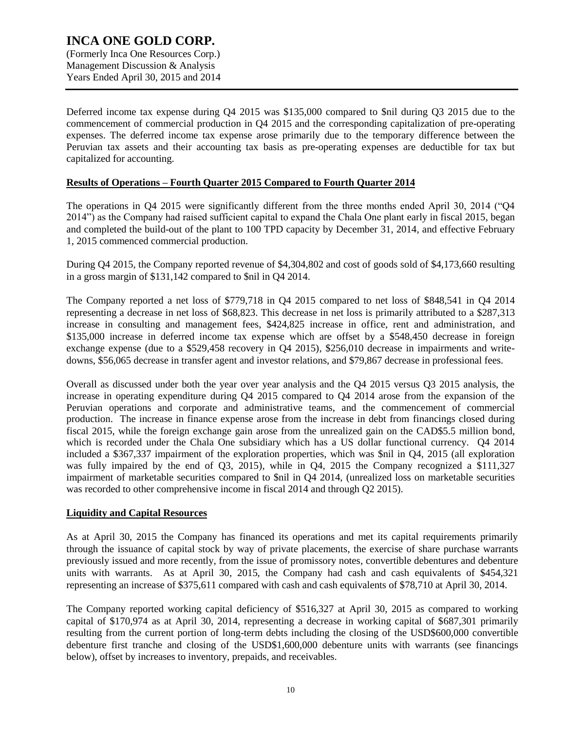Deferred income tax expense during Q4 2015 was $135,000 compared to $nil during Q3 2015 due to the commencement of commercial production in Q4 2015 and the corresponding capitalization of pre-operating expenses. The deferred income tax expense arose primarily due to the temporary difference between the Peruvian tax assets and their accounting tax basis as pre-operating expenses are deductible for tax but capitalized for accounting.

**Results of Operations – Fourth Quarter 2015 Compared to Fourth Quarter 2014**

The operations in Q4 2015 were significantly different from the three months ended April 30, 2014 ("Q4 2014") as the Company had raised sufficient capital to expand the Chala One plant early in fiscal 2015, began and completed the build-out of the plant to 100 TPD capacity by December 31, 2014, and effective February 1, 2015 commenced commercial production.

During Q4 2015, the Company reported revenue of $4,304,802 and cost of goods sold of $4,173,660 resulting in a gross margin of $131,142 compared to $nil in Q4 2014.

The Company reported a net loss of $779,718 in Q4 2015 compared to net loss of $848,541 in Q4 2014 representing a decrease in net loss of $68,823. This decrease in net loss is primarily attributed to a $287,313 increase in consulting and management fees, $424,825 increase in office, rent and administration, and $135,000 increase in deferred income tax expense which are offset by a $548,450 decrease in foreign exchange expense (due to a $529,458 recovery in Q4 2015), $256,010 decrease in impairments and write-downs, $56,065 decrease in transfer agent and investor relations, and $79,867 decrease in professional fees.

Overall as discussed under both the year over year analysis and the Q4 2015 versus Q3 2015 analysis, the increase in operating expenditure during Q4 2015 compared to Q4 2014 arose from the expansion of the Peruvian operations and corporate and administrative teams, and the commencement of commercial production. The increase in finance expense arose from the increase in debt from financings closed during fiscal 2015, while the foreign exchange gain arose from the unrealized gain on the CAD$5.5 million bond, which is recorded under the Chala One subsidiary which has a US dollar functional currency. Q4 2014 included a $367,337 impairment of the exploration properties, which was $nil in Q4, 2015 (all exploration was fully impaired by the end of Q3, 2015), while in Q4, 2015 the Company recognized a $111,327 impairment of marketable securities compared to $nil in Q4 2014, (unrealized loss on marketable securities was recorded to other comprehensive income in fiscal 2014 and through Q2 2015).

**Liquidity and Capital Resources**

As at April 30, 2015 the Company has financed its operations and met its capital requirements primarily through the issuance of capital stock by way of private placements, the exercise of share purchase warrants previously issued and more recently, from the issue of promissory notes, convertible debentures and debenture units with warrants. As at April 30, 2015, the Company had cash and cash equivalents of $454,321 representing an increase of $375,611 compared with cash and cash equivalents of $78,710 at April 30, 2014.

The Company reported working capital deficiency of $516,327 at April 30, 2015 as compared to working capital of $170,974 as at April 30, 2014, representing a decrease in working capital of $687,301 primarily resulting from the current portion of long-term debts including the closing of the USD$600,000 convertible debenture first tranche and closing of the USD$1,600,000 debenture units with warrants (see financings below), offset by increases to inventory, prepaids, and receivables.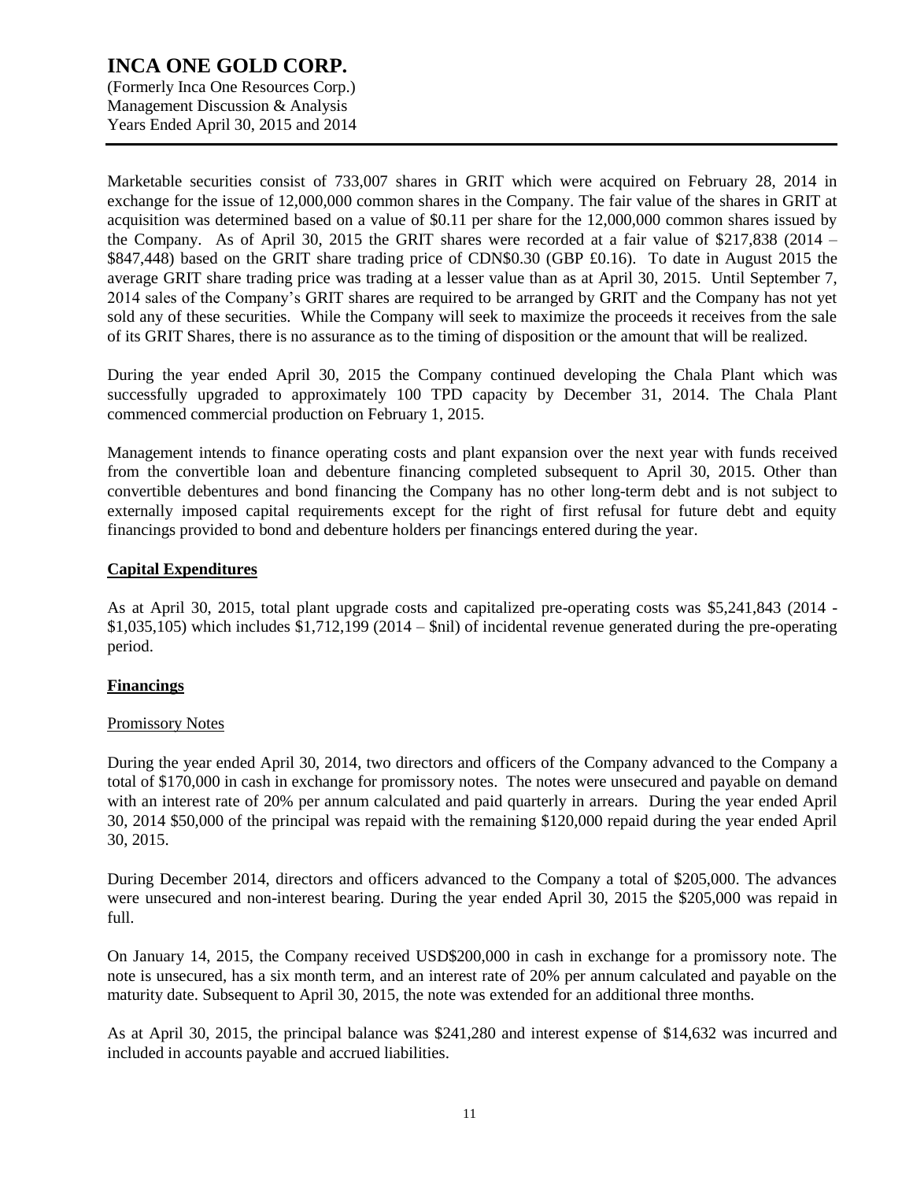Marketable securities consist of 733,007 shares in GRIT which were acquired on February 28, 2014 in exchange for the issue of 12,000,000 common shares in the Company. The fair value of the shares in GRIT at acquisition was determined based on a value of $0.11 per share for the 12,000,000 common shares issued by the Company. As of April 30, 2015 the GRIT shares were recorded at a fair value of $217,838 (2014 – $847,448) based on the GRIT share trading price of CDN$0.30 (GBP £0.16). To date in August 2015 the average GRIT share trading price was trading at a lesser value than as at April 30, 2015. Until September 7, 2014 sales of the Company's GRIT shares are required to be arranged by GRIT and the Company has not yet sold any of these securities. While the Company will seek to maximize the proceeds it receives from the sale of its GRIT Shares, there is no assurance as to the timing of disposition or the amount that will be realized.

During the year ended April 30, 2015 the Company continued developing the Chala Plant which was successfully upgraded to approximately 100 TPD capacity by December 31, 2014. The Chala Plant commenced commercial production on February 1, 2015.

Management intends to finance operating costs and plant expansion over the next year with funds received from the convertible loan and debenture financing completed subsequent to April 30, 2015. Other than convertible debentures and bond financing the Company has no other long-term debt and is not subject to externally imposed capital requirements except for the right of first refusal for future debt and equity financings provided to bond and debenture holders per financings entered during the year.

## Capital Expenditures

As at April 30, 2015, total plant upgrade costs and capitalized pre-operating costs was $5,241,843 (2014 - $1,035,105) which includes $1,712,199 (2014 – $nil) of incidental revenue generated during the pre-operating period.

## Financings

### Promissory Notes

During the year ended April 30, 2014, two directors and officers of the Company advanced to the Company a total of $170,000 in cash in exchange for promissory notes. The notes were unsecured and payable on demand with an interest rate of 20% per annum calculated and paid quarterly in arrears. During the year ended April 30, 2014 $50,000 of the principal was repaid with the remaining $120,000 repaid during the year ended April 30, 2015.

During December 2014, directors and officers advanced to the Company a total of $205,000. The advances were unsecured and non-interest bearing. During the year ended April 30, 2015 the $205,000 was repaid in full.

On January 14, 2015, the Company received USD$200,000 in cash in exchange for a promissory note. The note is unsecured, has a six month term, and an interest rate of 20% per annum calculated and payable on the maturity date. Subsequent to April 30, 2015, the note was extended for an additional three months.

As at April 30, 2015, the principal balance was $241,280 and interest expense of $14,632 was incurred and included in accounts payable and accrued liabilities.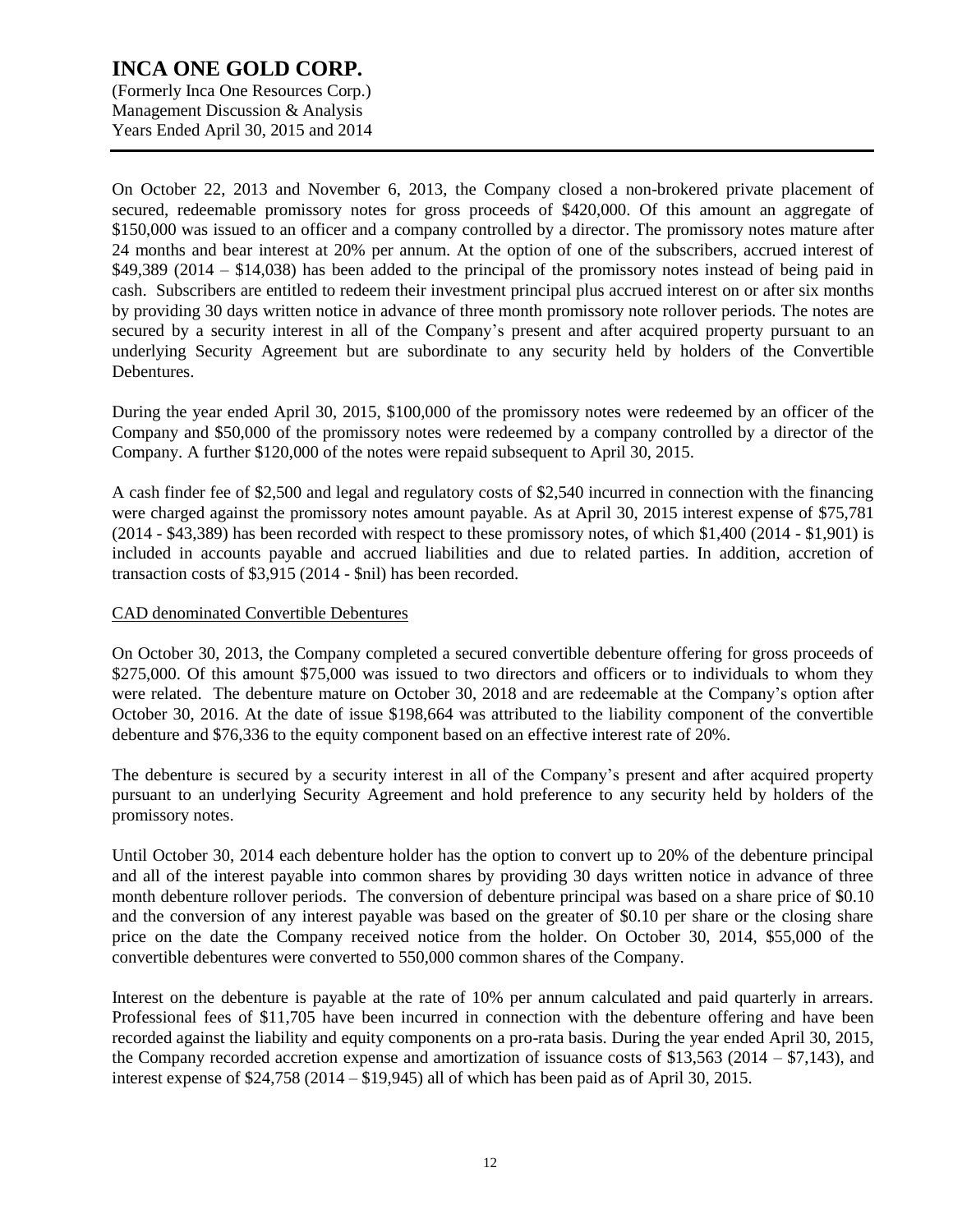On October 22, 2013 and November 6, 2013, the Company closed a non-brokered private placement of secured, redeemable promissory notes for gross proceeds of $420,000. Of this amount an aggregate of $150,000 was issued to an officer and a company controlled by a director. The promissory notes mature after 24 months and bear interest at 20% per annum. At the option of one of the subscribers, accrued interest of $49,389 (2014 – $14,038) has been added to the principal of the promissory notes instead of being paid in cash. Subscribers are entitled to redeem their investment principal plus accrued interest on or after six months by providing 30 days written notice in advance of three month promissory note rollover periods. The notes are secured by a security interest in all of the Company's present and after acquired property pursuant to an underlying Security Agreement but are subordinate to any security held by holders of the Convertible Debentures.

During the year ended April 30, 2015, $100,000 of the promissory notes were redeemed by an officer of the Company and $50,000 of the promissory notes were redeemed by a company controlled by a director of the Company. A further $120,000 of the notes were repaid subsequent to April 30, 2015.

A cash finder fee of $2,500 and legal and regulatory costs of $2,540 incurred in connection with the financing were charged against the promissory notes amount payable. As at April 30, 2015 interest expense of $75,781 (2014 - $43,389) has been recorded with respect to these promissory notes, of which $1,400 (2014 - $1,901) is included in accounts payable and accrued liabilities and due to related parties. In addition, accretion of transaction costs of $3,915 (2014 - $nil) has been recorded.

CAD denominated Convertible Debentures

On October 30, 2013, the Company completed a secured convertible debenture offering for gross proceeds of $275,000. Of this amount $75,000 was issued to two directors and officers or to individuals to whom they were related. The debenture mature on October 30, 2018 and are redeemable at the Company's option after October 30, 2016. At the date of issue $198,664 was attributed to the liability component of the convertible debenture and $76,336 to the equity component based on an effective interest rate of 20%.

The debenture is secured by a security interest in all of the Company's present and after acquired property pursuant to an underlying Security Agreement and hold preference to any security held by holders of the promissory notes.

Until October 30, 2014 each debenture holder has the option to convert up to 20% of the debenture principal and all of the interest payable into common shares by providing 30 days written notice in advance of three month debenture rollover periods. The conversion of debenture principal was based on a share price of $0.10 and the conversion of any interest payable was based on the greater of $0.10 per share or the closing share price on the date the Company received notice from the holder. On October 30, 2014, $55,000 of the convertible debentures were converted to 550,000 common shares of the Company.

Interest on the debenture is payable at the rate of 10% per annum calculated and paid quarterly in arrears. Professional fees of $11,705 have been incurred in connection with the debenture offering and have been recorded against the liability and equity components on a pro-rata basis. During the year ended April 30, 2015, the Company recorded accretion expense and amortization of issuance costs of $13,563 (2014 – $7,143), and interest expense of $24,758 (2014 – $19,945) all of which has been paid as of April 30, 2015.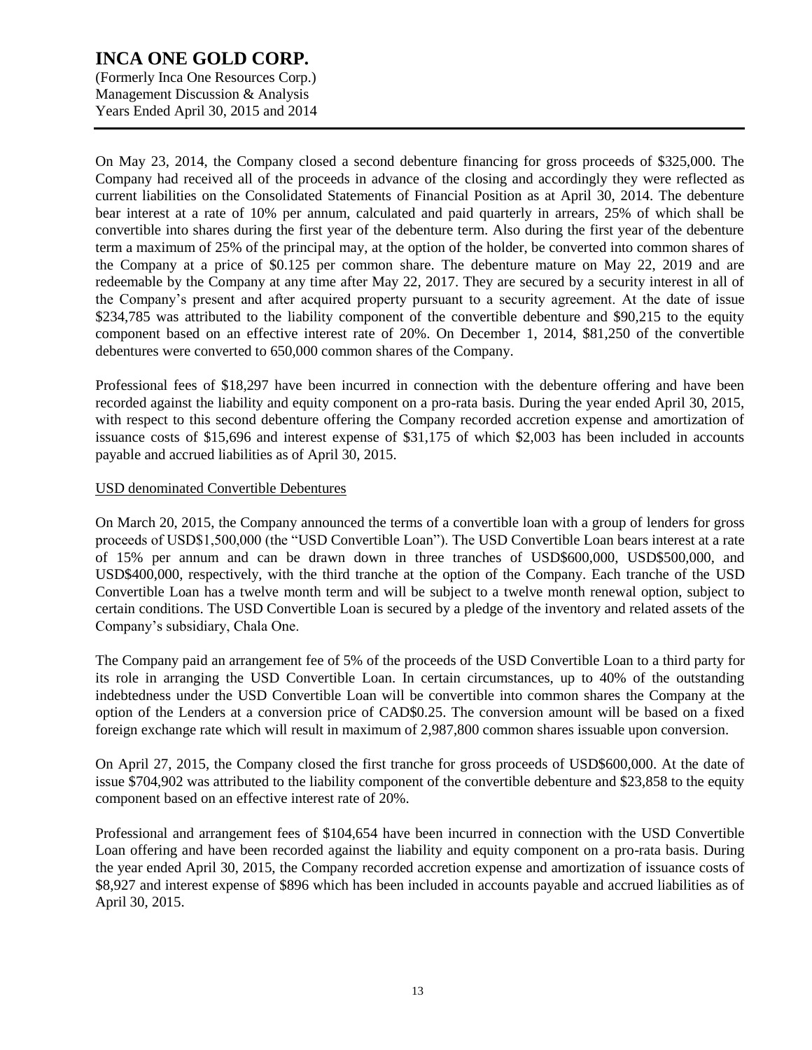On May 23, 2014, the Company closed a second debenture financing for gross proceeds of $325,000. The Company had received all of the proceeds in advance of the closing and accordingly they were reflected as current liabilities on the Consolidated Statements of Financial Position as at April 30, 2014. The debenture bear interest at a rate of 10% per annum, calculated and paid quarterly in arrears, 25% of which shall be convertible into shares during the first year of the debenture term. Also during the first year of the debenture term a maximum of 25% of the principal may, at the option of the holder, be converted into common shares of the Company at a price of $0.125 per common share. The debenture mature on May 22, 2019 and are redeemable by the Company at any time after May 22, 2017. They are secured by a security interest in all of the Company's present and after acquired property pursuant to a security agreement. At the date of issue $234,785 was attributed to the liability component of the convertible debenture and $90,215 to the equity component based on an effective interest rate of 20%. On December 1, 2014, $81,250 of the convertible debentures were converted to 650,000 common shares of the Company.

Professional fees of $18,297 have been incurred in connection with the debenture offering and have been recorded against the liability and equity component on a pro-rata basis. During the year ended April 30, 2015, with respect to this second debenture offering the Company recorded accretion expense and amortization of issuance costs of $15,696 and interest expense of $31,175 of which $2,003 has been included in accounts payable and accrued liabilities as of April 30, 2015.

USD denominated Convertible Debentures

On March 20, 2015, the Company announced the terms of a convertible loan with a group of lenders for gross proceeds of USD$1,500,000 (the "USD Convertible Loan"). The USD Convertible Loan bears interest at a rate of 15% per annum and can be drawn down in three tranches of USD$600,000, USD$500,000, and USD$400,000, respectively, with the third tranche at the option of the Company. Each tranche of the USD Convertible Loan has a twelve month term and will be subject to a twelve month renewal option, subject to certain conditions. The USD Convertible Loan is secured by a pledge of the inventory and related assets of the Company's subsidiary, Chala One.

The Company paid an arrangement fee of 5% of the proceeds of the USD Convertible Loan to a third party for its role in arranging the USD Convertible Loan. In certain circumstances, up to 40% of the outstanding indebtedness under the USD Convertible Loan will be convertible into common shares the Company at the option of the Lenders at a conversion price of CAD$0.25. The conversion amount will be based on a fixed foreign exchange rate which will result in maximum of 2,987,800 common shares issuable upon conversion.

On April 27, 2015, the Company closed the first tranche for gross proceeds of USD$600,000. At the date of issue $704,902 was attributed to the liability component of the convertible debenture and $23,858 to the equity component based on an effective interest rate of 20%.

Professional and arrangement fees of $104,654 have been incurred in connection with the USD Convertible Loan offering and have been recorded against the liability and equity component on a pro-rata basis. During the year ended April 30, 2015, the Company recorded accretion expense and amortization of issuance costs of $8,927 and interest expense of $896 which has been included in accounts payable and accrued liabilities as of April 30, 2015.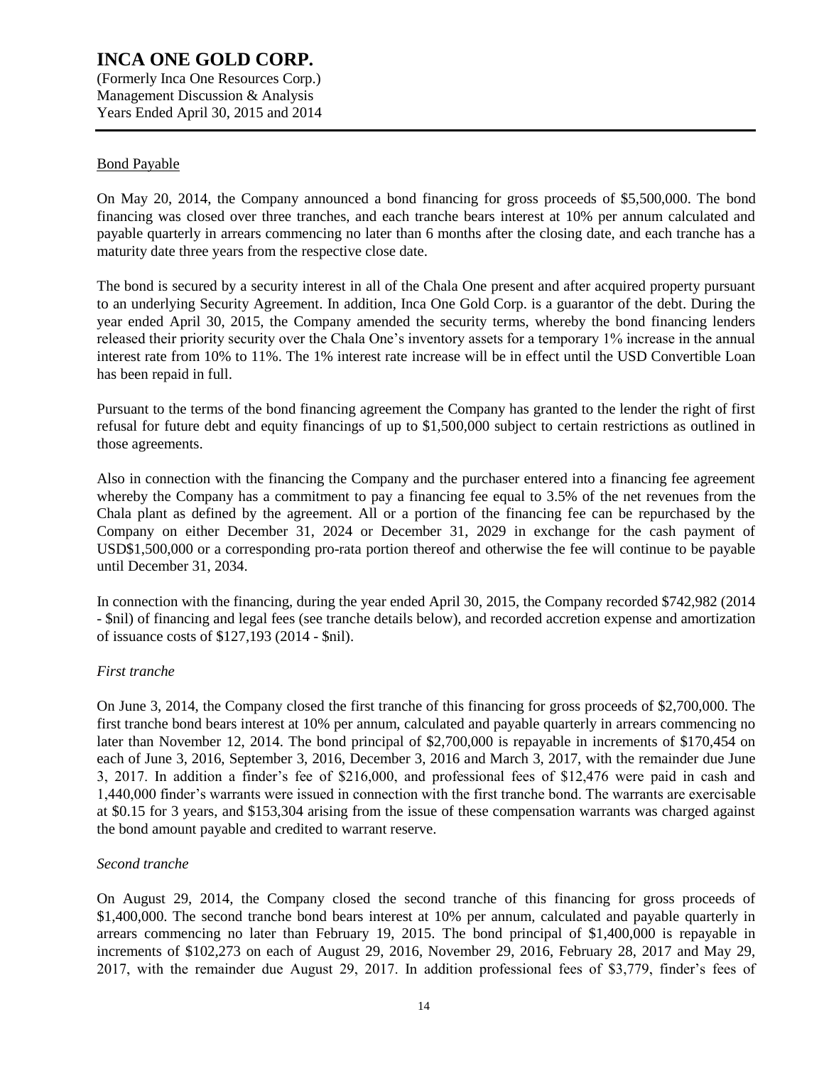## Bond Payable

On May 20, 2014, the Company announced a bond financing for gross proceeds of $5,500,000. The bond financing was closed over three tranches, and each tranche bears interest at 10% per annum calculated and payable quarterly in arrears commencing no later than 6 months after the closing date, and each tranche has a maturity date three years from the respective close date.

The bond is secured by a security interest in all of the Chala One present and after acquired property pursuant to an underlying Security Agreement. In addition, Inca One Gold Corp. is a guarantor of the debt. During the year ended April 30, 2015, the Company amended the security terms, whereby the bond financing lenders released their priority security over the Chala One's inventory assets for a temporary 1% increase in the annual interest rate from 10% to 11%. The 1% interest rate increase will be in effect until the USD Convertible Loan has been repaid in full.

Pursuant to the terms of the bond financing agreement the Company has granted to the lender the right of first refusal for future debt and equity financings of up to $1,500,000 subject to certain restrictions as outlined in those agreements.

Also in connection with the financing the Company and the purchaser entered into a financing fee agreement whereby the Company has a commitment to pay a financing fee equal to 3.5% of the net revenues from the Chala plant as defined by the agreement. All or a portion of the financing fee can be repurchased by the Company on either December 31, 2024 or December 31, 2029 in exchange for the cash payment of USD$1,500,000 or a corresponding pro-rata portion thereof and otherwise the fee will continue to be payable until December 31, 2034.

In connection with the financing, during the year ended April 30, 2015, the Company recorded $742,982 (2014 - $nil) of financing and legal fees (see tranche details below), and recorded accretion expense and amortization of issuance costs of $127,193 (2014 - $nil).

*First tranche*

On June 3, 2014, the Company closed the first tranche of this financing for gross proceeds of $2,700,000. The first tranche bond bears interest at 10% per annum, calculated and payable quarterly in arrears commencing no later than November 12, 2014. The bond principal of $2,700,000 is repayable in increments of $170,454 on each of June 3, 2016, September 3, 2016, December 3, 2016 and March 3, 2017, with the remainder due June 3, 2017. In addition a finder's fee of $216,000, and professional fees of $12,476 were paid in cash and 1,440,000 finder's warrants were issued in connection with the first tranche bond. The warrants are exercisable at $0.15 for 3 years, and $153,304 arising from the issue of these compensation warrants was charged against the bond amount payable and credited to warrant reserve.

*Second tranche*

On August 29, 2014, the Company closed the second tranche of this financing for gross proceeds of $1,400,000. The second tranche bond bears interest at 10% per annum, calculated and payable quarterly in arrears commencing no later than February 19, 2015. The bond principal of $1,400,000 is repayable in increments of $102,273 on each of August 29, 2016, November 29, 2016, February 28, 2017 and May 29, 2017, with the remainder due August 29, 2017. In addition professional fees of $3,779, finder's fees of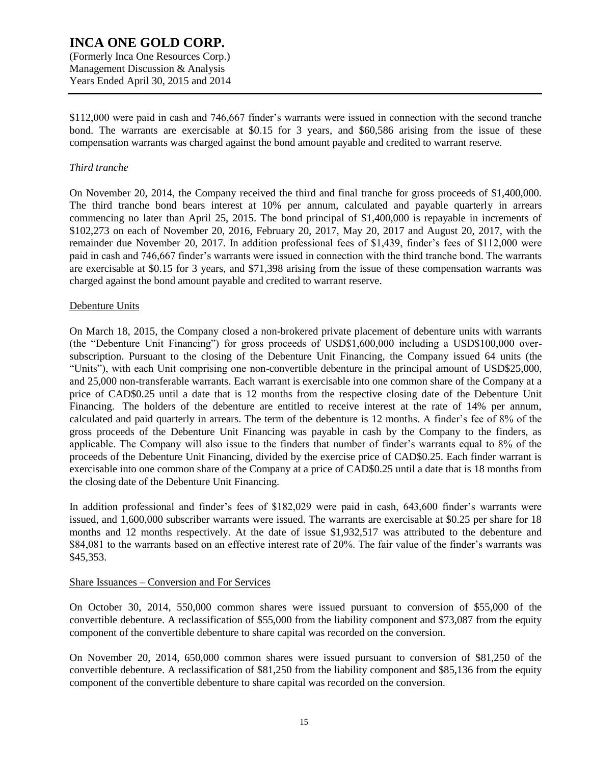$112,000 were paid in cash and 746,667 finder's warrants were issued in connection with the second tranche bond. The warrants are exercisable at $0.15 for 3 years, and $60,586 arising from the issue of these compensation warrants was charged against the bond amount payable and credited to warrant reserve.

*Third tranche*

On November 20, 2014, the Company received the third and final tranche for gross proceeds of $1,400,000. The third tranche bond bears interest at 10% per annum, calculated and payable quarterly in arrears commencing no later than April 25, 2015. The bond principal of $1,400,000 is repayable in increments of $102,273 on each of November 20, 2016, February 20, 2017, May 20, 2017 and August 20, 2017, with the remainder due November 20, 2017. In addition professional fees of $1,439, finder's fees of $112,000 were paid in cash and 746,667 finder's warrants were issued in connection with the third tranche bond. The warrants are exercisable at $0.15 for 3 years, and $71,398 arising from the issue of these compensation warrants was charged against the bond amount payable and credited to warrant reserve.

Debenture Units

On March 18, 2015, the Company closed a non-brokered private placement of debenture units with warrants (the "Debenture Unit Financing") for gross proceeds of USD$1,600,000 including a USD$100,000 over-subscription. Pursuant to the closing of the Debenture Unit Financing, the Company issued 64 units (the "Units"), with each Unit comprising one non-convertible debenture in the principal amount of USD$25,000, and 25,000 non-transferable warrants. Each warrant is exercisable into one common share of the Company at a price of CAD$0.25 until a date that is 12 months from the respective closing date of the Debenture Unit Financing. The holders of the debenture are entitled to receive interest at the rate of 14% per annum, calculated and paid quarterly in arrears. The term of the debenture is 12 months. A finder's fee of 8% of the gross proceeds of the Debenture Unit Financing was payable in cash by the Company to the finders, as applicable. The Company will also issue to the finders that number of finder's warrants equal to 8% of the proceeds of the Debenture Unit Financing, divided by the exercise price of CAD$0.25. Each finder warrant is exercisable into one common share of the Company at a price of CAD$0.25 until a date that is 18 months from the closing date of the Debenture Unit Financing.

In addition professional and finder's fees of $182,029 were paid in cash, 643,600 finder's warrants were issued, and 1,600,000 subscriber warrants were issued. The warrants are exercisable at $0.25 per share for 18 months and 12 months respectively. At the date of issue $1,932,517 was attributed to the debenture and $84,081 to the warrants based on an effective interest rate of 20%. The fair value of the finder's warrants was $45,353.

Share Issuances – Conversion and For Services

On October 30, 2014, 550,000 common shares were issued pursuant to conversion of $55,000 of the convertible debenture. A reclassification of $55,000 from the liability component and $73,087 from the equity component of the convertible debenture to share capital was recorded on the conversion.

On November 20, 2014, 650,000 common shares were issued pursuant to conversion of $81,250 of the convertible debenture. A reclassification of $81,250 from the liability component and $85,136 from the equity component of the convertible debenture to share capital was recorded on the conversion.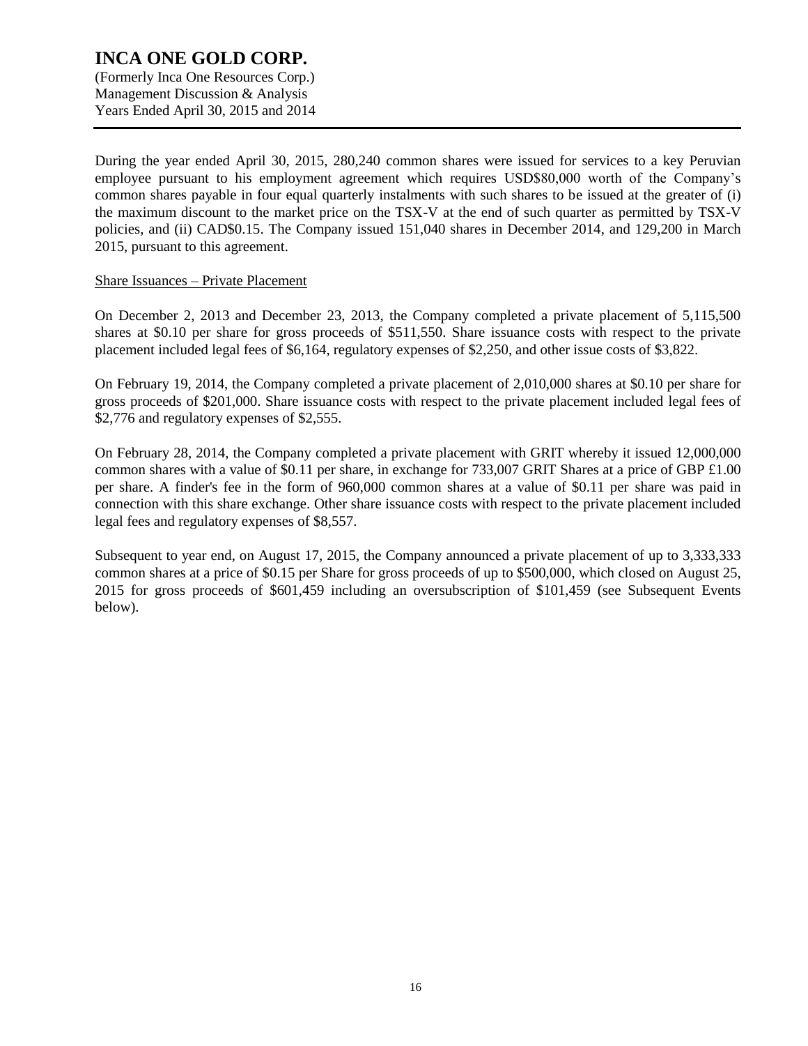During the year ended April 30, 2015, 280,240 common shares were issued for services to a key Peruvian employee pursuant to his employment agreement which requires USD$80,000 worth of the Company's common shares payable in four equal quarterly instalments with such shares to be issued at the greater of (i) the maximum discount to the market price on the TSX-V at the end of such quarter as permitted by TSX-V policies, and (ii) CAD$0.15. The Company issued 151,040 shares in December 2014, and 129,200 in March 2015, pursuant to this agreement.

Share Issuances – Private Placement

On December 2, 2013 and December 23, 2013, the Company completed a private placement of 5,115,500 shares at $0.10 per share for gross proceeds of $511,550. Share issuance costs with respect to the private placement included legal fees of $6,164, regulatory expenses of $2,250, and other issue costs of $3,822.

On February 19, 2014, the Company completed a private placement of 2,010,000 shares at $0.10 per share for gross proceeds of $201,000. Share issuance costs with respect to the private placement included legal fees of $2,776 and regulatory expenses of $2,555.

On February 28, 2014, the Company completed a private placement with GRIT whereby it issued 12,000,000 common shares with a value of $0.11 per share, in exchange for 733,007 GRIT Shares at a price of GBP £1.00 per share. A finder's fee in the form of 960,000 common shares at a value of $0.11 per share was paid in connection with this share exchange. Other share issuance costs with respect to the private placement included legal fees and regulatory expenses of $8,557.

Subsequent to year end, on August 17, 2015, the Company announced a private placement of up to 3,333,333 common shares at a price of $0.15 per Share for gross proceeds of up to $500,000, which closed on August 25, 2015 for gross proceeds of $601,459 including an oversubscription of $101,459 (see Subsequent Events below).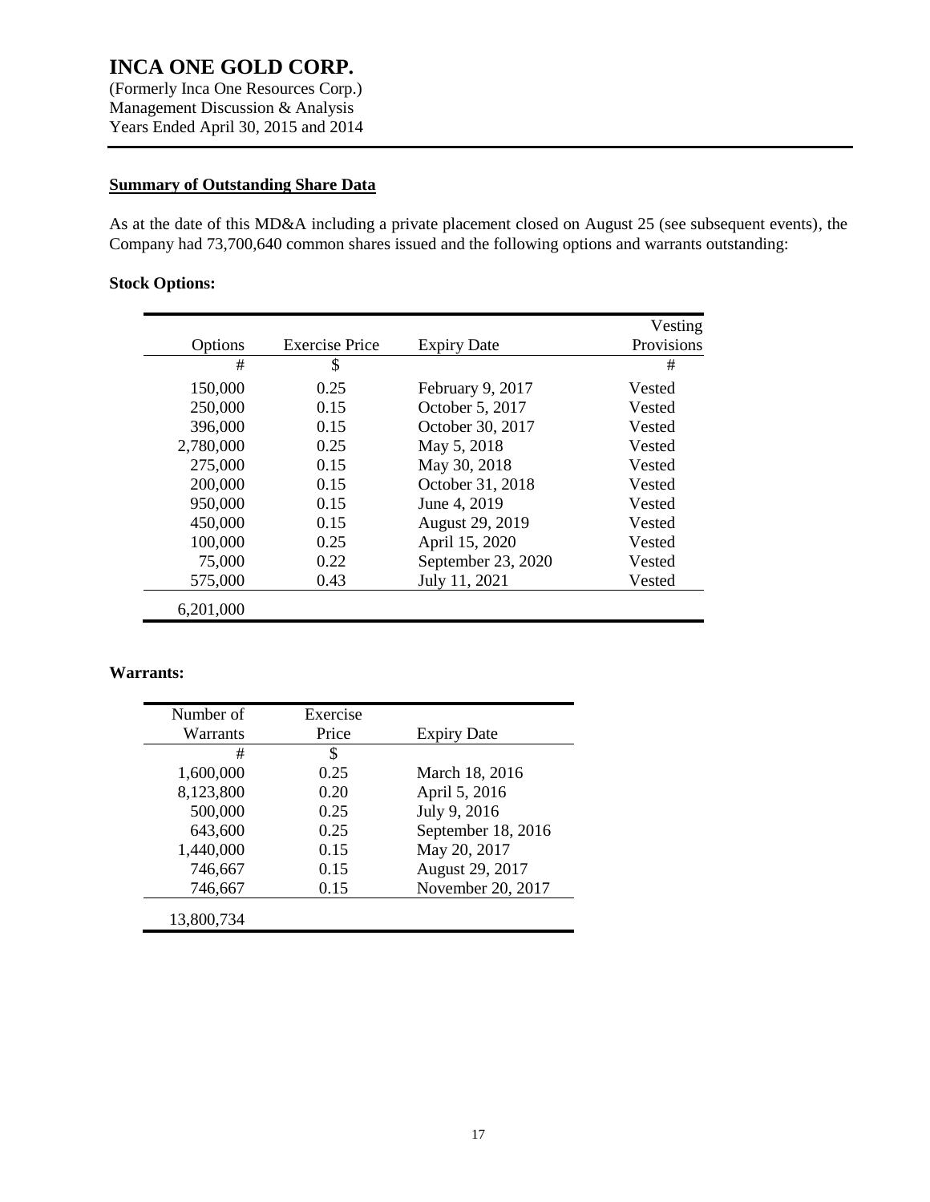## Summary of Outstanding Share Data

As at the date of this MD&A including a private placement closed on August 25 (see subsequent events), the Company had 73,700,640 common shares issued and the following options and warrants outstanding:

### Stock Options:

| Options | Exercise Price | Expiry Date | Vesting Provisions |
|---|---|---|---|
| # | $ | | # |
| 150,000 | 0.25 | February 9, 2017 | Vested |
| 250,000 | 0.15 | October 5, 2017 | Vested |
| 396,000 | 0.15 | October 30, 2017 | Vested |
| 2,780,000 | 0.25 | May 5, 2018 | Vested |
| 275,000 | 0.15 | May 30, 2018 | Vested |
| 200,000 | 0.15 | October 31, 2018 | Vested |
| 950,000 | 0.15 | June 4, 2019 | Vested |
| 450,000 | 0.15 | August 29, 2019 | Vested |
| 100,000 | 0.25 | April 15, 2020 | Vested |
| 75,000 | 0.22 | September 23, 2020 | Vested |
| 575,000 | 0.43 | July 11, 2021 | Vested |
| 6,201,000 | | | |

### Warrants:

| Number of Warrants | Exercise Price | Expiry Date |
|---|---|---|
| # | $ | |
| 1,600,000 | 0.25 | March 18, 2016 |
| 8,123,800 | 0.20 | April 5, 2016 |
| 500,000 | 0.25 | July 9, 2016 |
| 643,600 | 0.25 | September 18, 2016 |
| 1,440,000 | 0.15 | May 20, 2017 |
| 746,667 | 0.15 | August 29, 2017 |
| 746,667 | 0.15 | November 20, 2017 |
| 13,800,734 | | |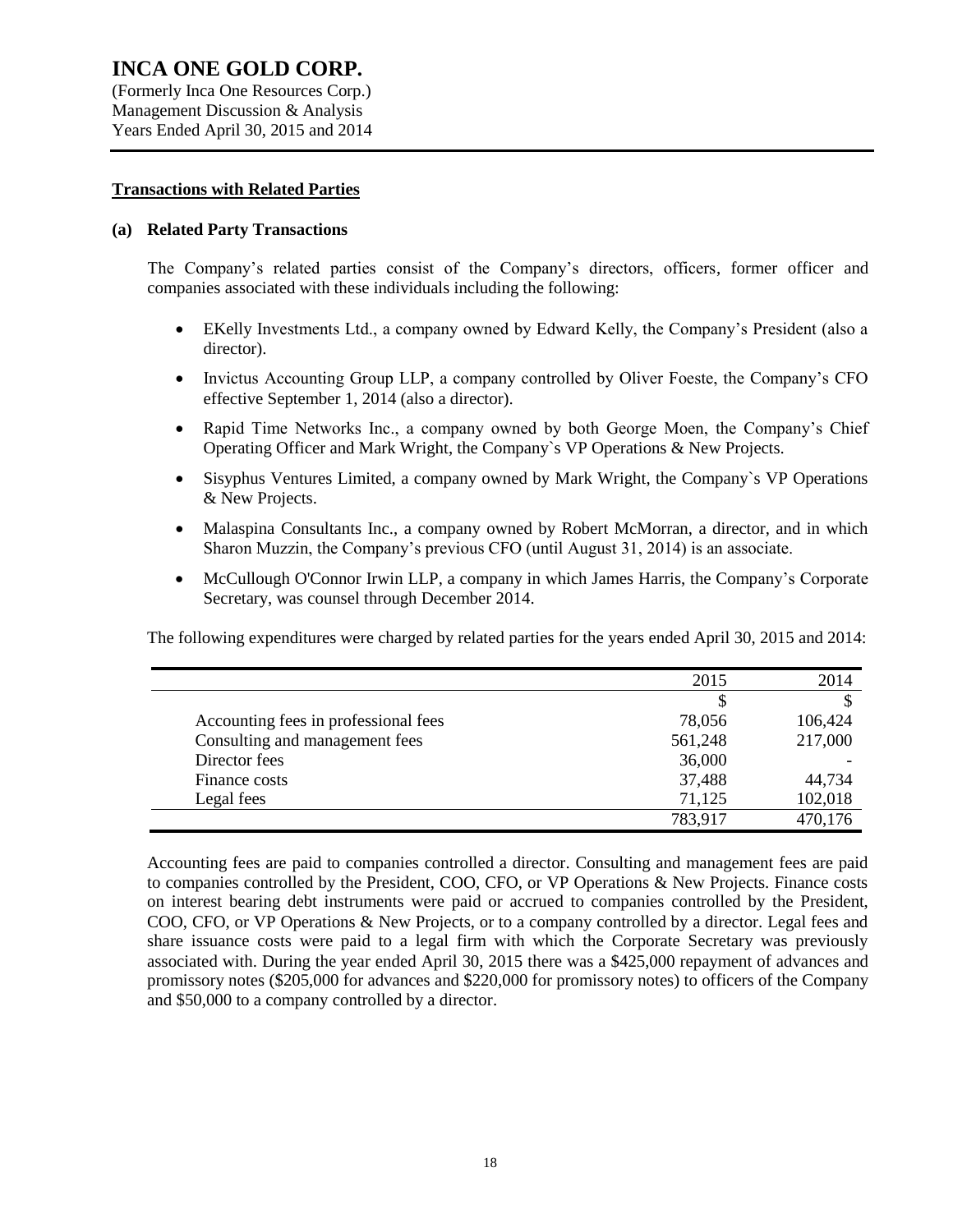## Transactions with Related Parties

### (a) Related Party Transactions

The Company's related parties consist of the Company's directors, officers, former officer and companies associated with these individuals including the following:

- EKelly Investments Ltd., a company owned by Edward Kelly, the Company's President (also a director).
- Invictus Accounting Group LLP, a company controlled by Oliver Foeste, the Company's CFO effective September 1, 2014 (also a director).
- Rapid Time Networks Inc., a company owned by both George Moen, the Company's Chief Operating Officer and Mark Wright, the Company`s VP Operations & New Projects.
- Sisyphus Ventures Limited, a company owned by Mark Wright, the Company`s VP Operations & New Projects.
- Malaspina Consultants Inc., a company owned by Robert McMorran, a director, and in which Sharon Muzzin, the Company's previous CFO (until August 31, 2014) is an associate.
- McCullough O'Connor Irwin LLP, a company in which James Harris, the Company's Corporate Secretary, was counsel through December 2014.

The following expenditures were charged by related parties for the years ended April 30, 2015 and 2014:

| | 2015 | 2014 |
|---|---|---|
| | $ | $ |
| Accounting fees in professional fees | 78,056 | 106,424 |
| Consulting and management fees | 561,248 | 217,000 |
| Director fees | 36,000 | - |
| Finance costs | 37,488 | 44,734 |
| Legal fees | 71,125 | 102,018 |
| | 783,917 | 470,176 |

Accounting fees are paid to companies controlled a director. Consulting and management fees are paid to companies controlled by the President, COO, CFO, or VP Operations & New Projects. Finance costs on interest bearing debt instruments were paid or accrued to companies controlled by the President, COO, CFO, or VP Operations & New Projects, or to a company controlled by a director. Legal fees and share issuance costs were paid to a legal firm with which the Corporate Secretary was previously associated with. During the year ended April 30, 2015 there was a $425,000 repayment of advances and promissory notes ($205,000 for advances and $220,000 for promissory notes) to officers of the Company and $50,000 to a company controlled by a director.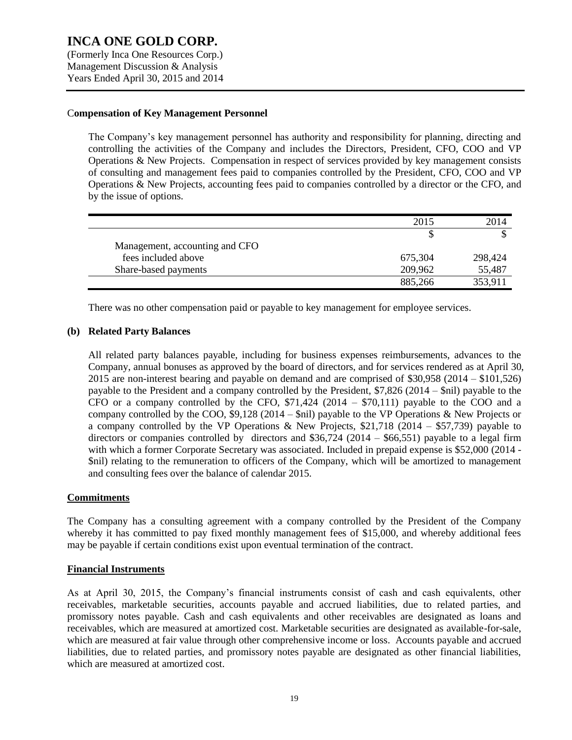### Compensation of Key Management Personnel

The Company's key management personnel has authority and responsibility for planning, directing and controlling the activities of the Company and includes the Directors, President, CFO, COO and VP Operations & New Projects. Compensation in respect of services provided by key management consists of consulting and management fees paid to companies controlled by the President, CFO, COO and VP Operations & New Projects, accounting fees paid to companies controlled by a director or the CFO, and by the issue of options.

| | 2015 | 2014 |
|---|---|---|
| | $ | $ |
| Management, accounting and CFO fees included above | 675,304 | 298,424 |
| Share-based payments | 209,962 | 55,487 |
| | 885,266 | 353,911 |

There was no other compensation paid or payable to key management for employee services.

### (b) Related Party Balances

All related party balances payable, including for business expenses reimbursements, advances to the Company, annual bonuses as approved by the board of directors, and for services rendered as at April 30, 2015 are non-interest bearing and payable on demand and are comprised of $30,958 (2014 – $101,526) payable to the President and a company controlled by the President, $7,826 (2014 – $nil) payable to the CFO or a company controlled by the CFO, $71,424 (2014 – $70,111) payable to the COO and a company controlled by the COO, $9,128 (2014 – $nil) payable to the VP Operations & New Projects or a company controlled by the VP Operations & New Projects, $21,718 (2014 – $57,739) payable to directors or companies controlled by directors and $36,724 (2014 – $66,551) payable to a legal firm with which a former Corporate Secretary was associated. Included in prepaid expense is $52,000 (2014 - $nil) relating to the remuneration to officers of the Company, which will be amortized to management and consulting fees over the balance of calendar 2015.

## Commitments

The Company has a consulting agreement with a company controlled by the President of the Company whereby it has committed to pay fixed monthly management fees of $15,000, and whereby additional fees may be payable if certain conditions exist upon eventual termination of the contract.

## Financial Instruments

As at April 30, 2015, the Company's financial instruments consist of cash and cash equivalents, other receivables, marketable securities, accounts payable and accrued liabilities, due to related parties, and promissory notes payable. Cash and cash equivalents and other receivables are designated as loans and receivables, which are measured at amortized cost. Marketable securities are designated as available-for-sale, which are measured at fair value through other comprehensive income or loss. Accounts payable and accrued liabilities, due to related parties, and promissory notes payable are designated as other financial liabilities, which are measured at amortized cost.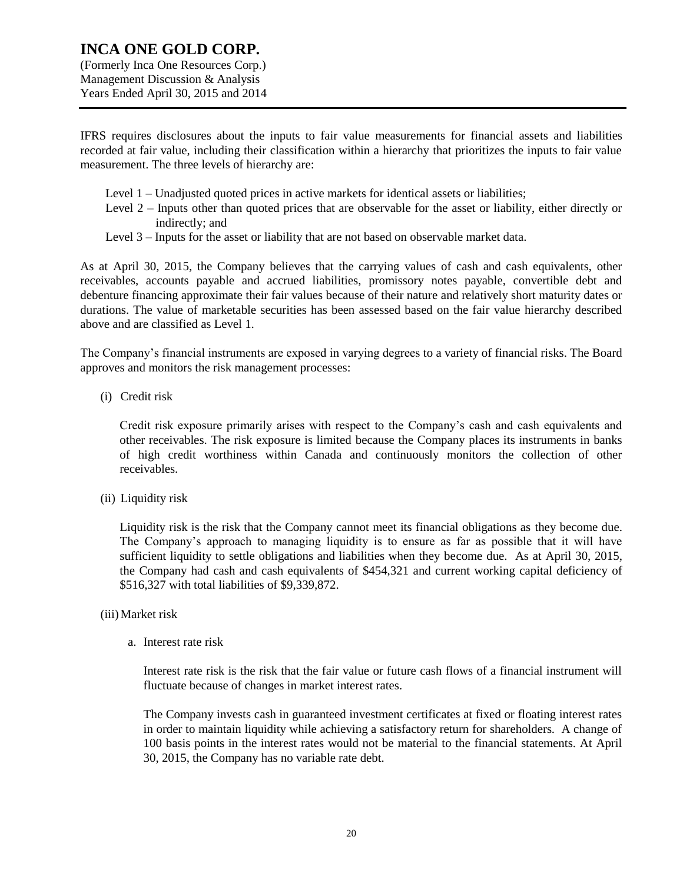IFRS requires disclosures about the inputs to fair value measurements for financial assets and liabilities recorded at fair value, including their classification within a hierarchy that prioritizes the inputs to fair value measurement. The three levels of hierarchy are:

- Level 1 – Unadjusted quoted prices in active markets for identical assets or liabilities;
- Level 2 – Inputs other than quoted prices that are observable for the asset or liability, either directly or indirectly; and
- Level 3 – Inputs for the asset or liability that are not based on observable market data.

As at April 30, 2015, the Company believes that the carrying values of cash and cash equivalents, other receivables, accounts payable and accrued liabilities, promissory notes payable, convertible debt and debenture financing approximate their fair values because of their nature and relatively short maturity dates or durations. The value of marketable securities has been assessed based on the fair value hierarchy described above and are classified as Level 1.

The Company's financial instruments are exposed in varying degrees to a variety of financial risks. The Board approves and monitors the risk management processes:

(i) Credit risk

Credit risk exposure primarily arises with respect to the Company's cash and cash equivalents and other receivables. The risk exposure is limited because the Company places its instruments in banks of high credit worthiness within Canada and continuously monitors the collection of other receivables.

(ii) Liquidity risk

Liquidity risk is the risk that the Company cannot meet its financial obligations as they become due. The Company's approach to managing liquidity is to ensure as far as possible that it will have sufficient liquidity to settle obligations and liabilities when they become due. As at April 30, 2015, the Company had cash and cash equivalents of $454,321 and current working capital deficiency of $516,327 with total liabilities of $9,339,872.

(iii) Market risk

a. Interest rate risk

Interest rate risk is the risk that the fair value or future cash flows of a financial instrument will fluctuate because of changes in market interest rates.

The Company invests cash in guaranteed investment certificates at fixed or floating interest rates in order to maintain liquidity while achieving a satisfactory return for shareholders. A change of 100 basis points in the interest rates would not be material to the financial statements. At April 30, 2015, the Company has no variable rate debt.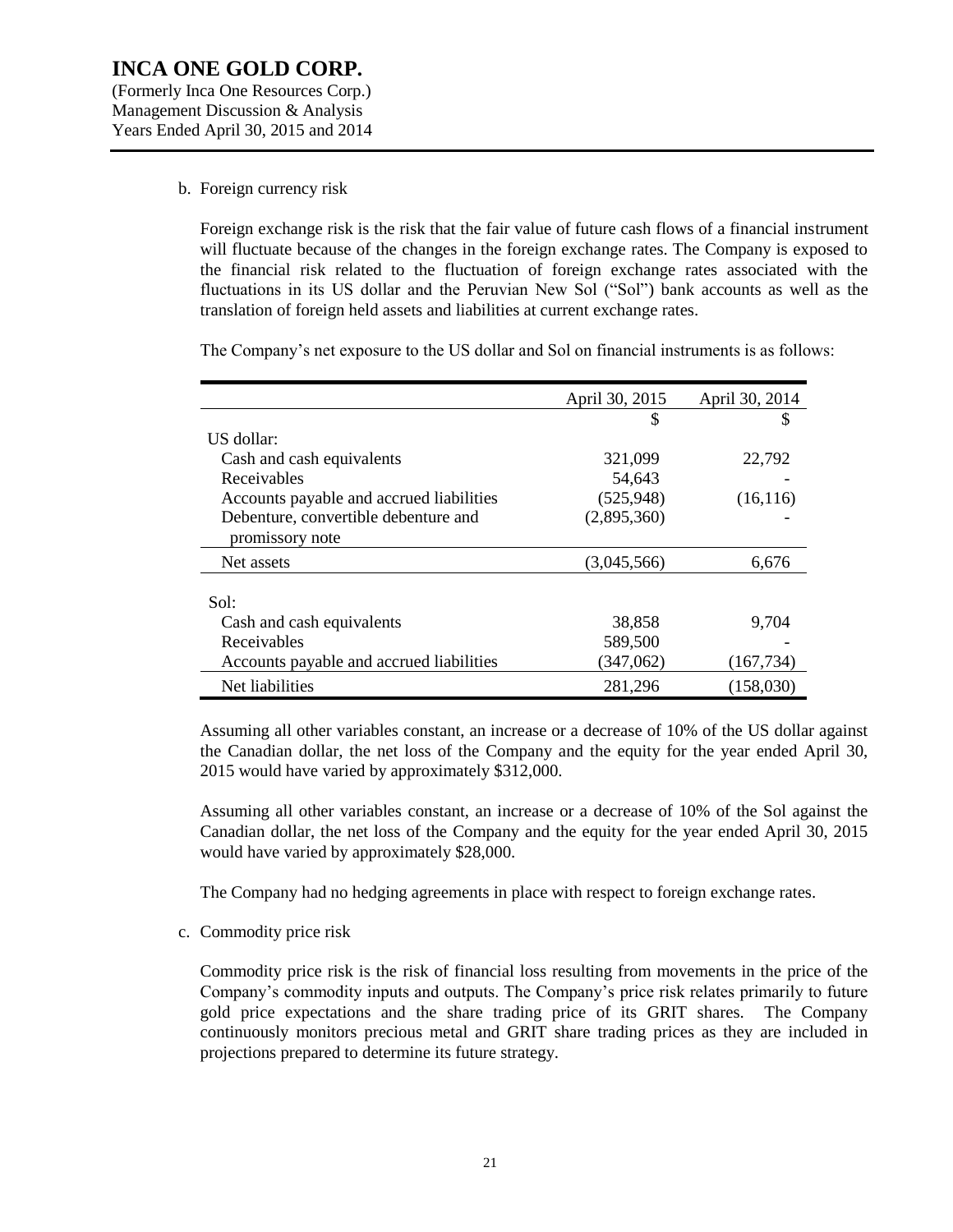b. Foreign currency risk

Foreign exchange risk is the risk that the fair value of future cash flows of a financial instrument will fluctuate because of the changes in the foreign exchange rates. The Company is exposed to the financial risk related to the fluctuation of foreign exchange rates associated with the fluctuations in its US dollar and the Peruvian New Sol ("Sol") bank accounts as well as the translation of foreign held assets and liabilities at current exchange rates.

The Company's net exposure to the US dollar and Sol on financial instruments is as follows:

| | April 30, 2015 | April 30, 2014 |
|---|---|---|
| | $ | $ |
| US dollar: | | |
| Cash and cash equivalents | 321,099 | 22,792 |
| Receivables | 54,643 | - |
| Accounts payable and accrued liabilities | (525,948) | (16,116) |
| Debenture, convertible debenture and promissory note | (2,895,360) | - |
| Net assets | (3,045,566) | 6,676 |
| Sol: | | |
| Cash and cash equivalents | 38,858 | 9,704 |
| Receivables | 589,500 | - |
| Accounts payable and accrued liabilities | (347,062) | (167,734) |
| Net liabilities | 281,296 | (158,030) |

Assuming all other variables constant, an increase or a decrease of 10% of the US dollar against the Canadian dollar, the net loss of the Company and the equity for the year ended April 30, 2015 would have varied by approximately $312,000.

Assuming all other variables constant, an increase or a decrease of 10% of the Sol against the Canadian dollar, the net loss of the Company and the equity for the year ended April 30, 2015 would have varied by approximately $28,000.

The Company had no hedging agreements in place with respect to foreign exchange rates.

c. Commodity price risk

Commodity price risk is the risk of financial loss resulting from movements in the price of the Company's commodity inputs and outputs. The Company's price risk relates primarily to future gold price expectations and the share trading price of its GRIT shares. The Company continuously monitors precious metal and GRIT share trading prices as they are included in projections prepared to determine its future strategy.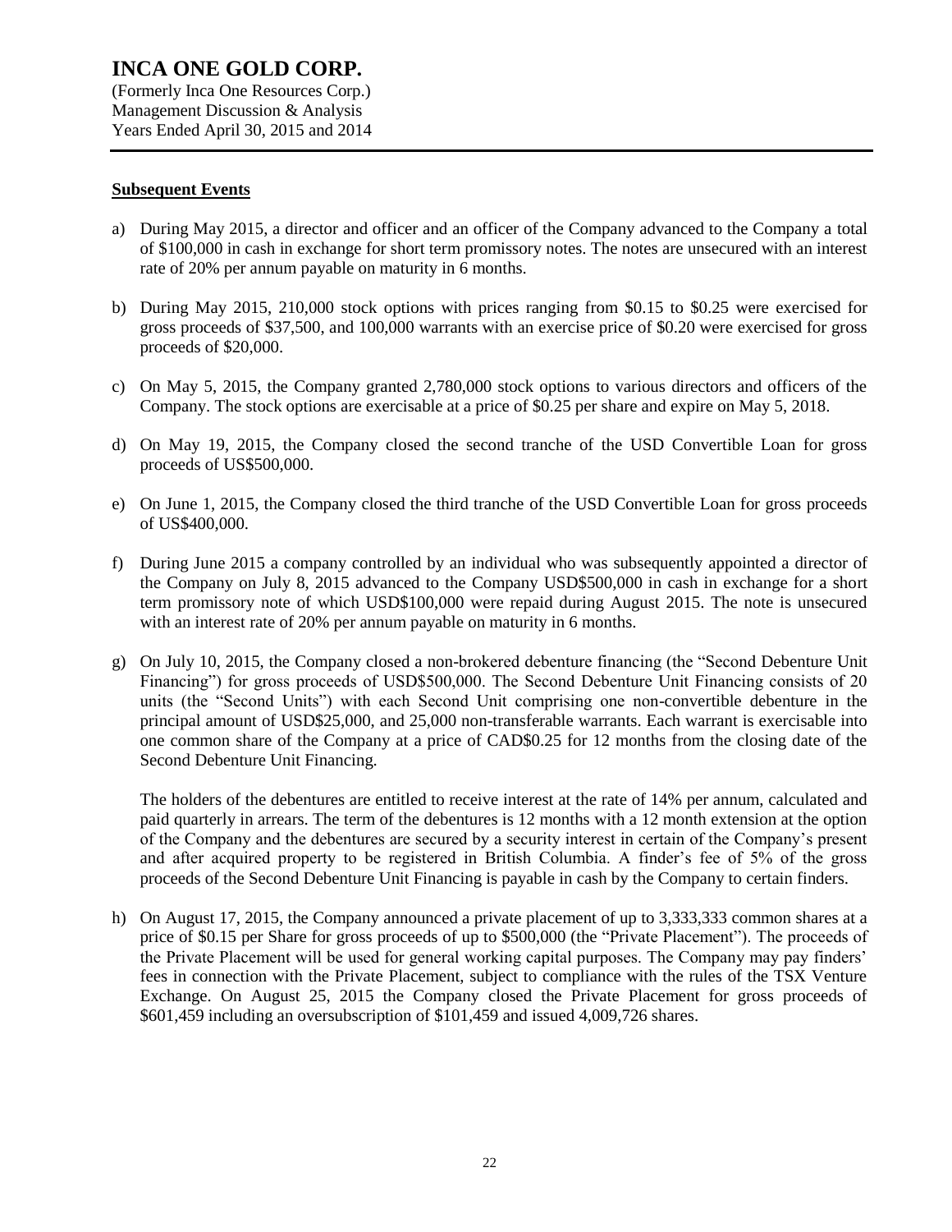## Subsequent Events

a) During May 2015, a director and officer and an officer of the Company advanced to the Company a total of $100,000 in cash in exchange for short term promissory notes. The notes are unsecured with an interest rate of 20% per annum payable on maturity in 6 months.

b) During May 2015, 210,000 stock options with prices ranging from $0.15 to $0.25 were exercised for gross proceeds of $37,500, and 100,000 warrants with an exercise price of $0.20 were exercised for gross proceeds of $20,000.

c) On May 5, 2015, the Company granted 2,780,000 stock options to various directors and officers of the Company. The stock options are exercisable at a price of $0.25 per share and expire on May 5, 2018.

d) On May 19, 2015, the Company closed the second tranche of the USD Convertible Loan for gross proceeds of US$500,000.

e) On June 1, 2015, the Company closed the third tranche of the USD Convertible Loan for gross proceeds of US$400,000.

f) During June 2015 a company controlled by an individual who was subsequently appointed a director of the Company on July 8, 2015 advanced to the Company USD$500,000 in cash in exchange for a short term promissory note of which USD$100,000 were repaid during August 2015. The note is unsecured with an interest rate of 20% per annum payable on maturity in 6 months.

g) On July 10, 2015, the Company closed a non-brokered debenture financing (the "Second Debenture Unit Financing") for gross proceeds of USD$500,000. The Second Debenture Unit Financing consists of 20 units (the "Second Units") with each Second Unit comprising one non-convertible debenture in the principal amount of USD$25,000, and 25,000 non-transferable warrants. Each warrant is exercisable into one common share of the Company at a price of CAD$0.25 for 12 months from the closing date of the Second Debenture Unit Financing.

   The holders of the debentures are entitled to receive interest at the rate of 14% per annum, calculated and paid quarterly in arrears. The term of the debentures is 12 months with a 12 month extension at the option of the Company and the debentures are secured by a security interest in certain of the Company's present and after acquired property to be registered in British Columbia. A finder's fee of 5% of the gross proceeds of the Second Debenture Unit Financing is payable in cash by the Company to certain finders.

h) On August 17, 2015, the Company announced a private placement of up to 3,333,333 common shares at a price of $0.15 per Share for gross proceeds of up to $500,000 (the "Private Placement"). The proceeds of the Private Placement will be used for general working capital purposes. The Company may pay finders' fees in connection with the Private Placement, subject to compliance with the rules of the TSX Venture Exchange. On August 25, 2015 the Company closed the Private Placement for gross proceeds of $601,459 including an oversubscription of $101,459 and issued 4,009,726 shares.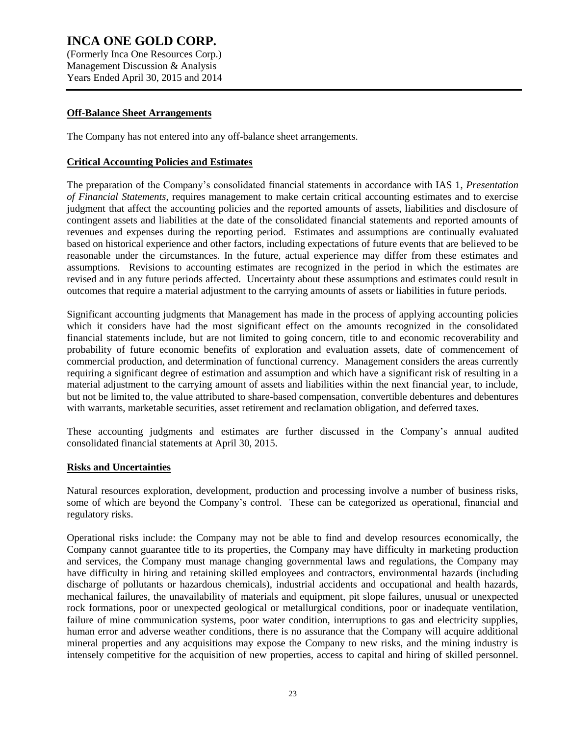## Off-Balance Sheet Arrangements

The Company has not entered into any off-balance sheet arrangements.

## Critical Accounting Policies and Estimates

The preparation of the Company's consolidated financial statements in accordance with IAS 1, *Presentation of Financial Statements*, requires management to make certain critical accounting estimates and to exercise judgment that affect the accounting policies and the reported amounts of assets, liabilities and disclosure of contingent assets and liabilities at the date of the consolidated financial statements and reported amounts of revenues and expenses during the reporting period. Estimates and assumptions are continually evaluated based on historical experience and other factors, including expectations of future events that are believed to be reasonable under the circumstances. In the future, actual experience may differ from these estimates and assumptions. Revisions to accounting estimates are recognized in the period in which the estimates are revised and in any future periods affected. Uncertainty about these assumptions and estimates could result in outcomes that require a material adjustment to the carrying amounts of assets or liabilities in future periods.

Significant accounting judgments that Management has made in the process of applying accounting policies which it considers have had the most significant effect on the amounts recognized in the consolidated financial statements include, but are not limited to going concern, title to and economic recoverability and probability of future economic benefits of exploration and evaluation assets, date of commencement of commercial production, and determination of functional currency. Management considers the areas currently requiring a significant degree of estimation and assumption and which have a significant risk of resulting in a material adjustment to the carrying amount of assets and liabilities within the next financial year, to include, but not be limited to, the value attributed to share-based compensation, convertible debentures and debentures with warrants, marketable securities, asset retirement and reclamation obligation, and deferred taxes.

These accounting judgments and estimates are further discussed in the Company's annual audited consolidated financial statements at April 30, 2015.

## Risks and Uncertainties

Natural resources exploration, development, production and processing involve a number of business risks, some of which are beyond the Company's control. These can be categorized as operational, financial and regulatory risks.

Operational risks include: the Company may not be able to find and develop resources economically, the Company cannot guarantee title to its properties, the Company may have difficulty in marketing production and services, the Company must manage changing governmental laws and regulations, the Company may have difficulty in hiring and retaining skilled employees and contractors, environmental hazards (including discharge of pollutants or hazardous chemicals), industrial accidents and occupational and health hazards, mechanical failures, the unavailability of materials and equipment, pit slope failures, unusual or unexpected rock formations, poor or unexpected geological or metallurgical conditions, poor or inadequate ventilation, failure of mine communication systems, poor water condition, interruptions to gas and electricity supplies, human error and adverse weather conditions, there is no assurance that the Company will acquire additional mineral properties and any acquisitions may expose the Company to new risks, and the mining industry is intensely competitive for the acquisition of new properties, access to capital and hiring of skilled personnel.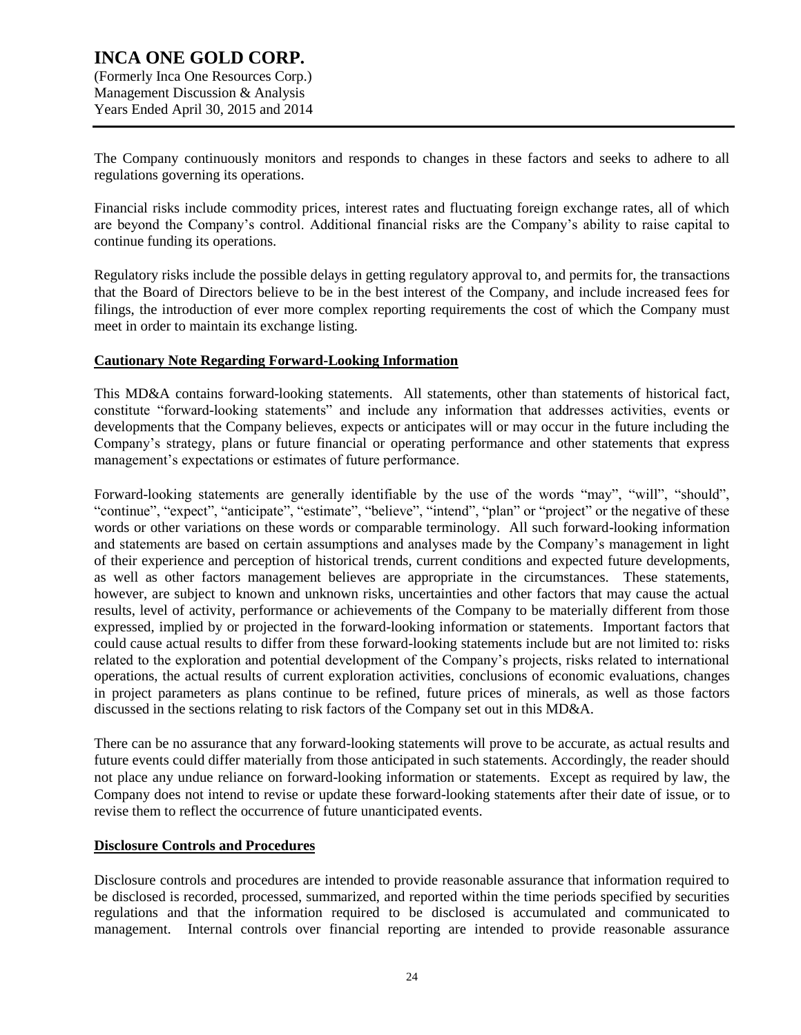The Company continuously monitors and responds to changes in these factors and seeks to adhere to all regulations governing its operations.

Financial risks include commodity prices, interest rates and fluctuating foreign exchange rates, all of which are beyond the Company's control. Additional financial risks are the Company's ability to raise capital to continue funding its operations.

Regulatory risks include the possible delays in getting regulatory approval to, and permits for, the transactions that the Board of Directors believe to be in the best interest of the Company, and include increased fees for filings, the introduction of ever more complex reporting requirements the cost of which the Company must meet in order to maintain its exchange listing.

## Cautionary Note Regarding Forward-Looking Information

This MD&A contains forward-looking statements. All statements, other than statements of historical fact, constitute "forward-looking statements" and include any information that addresses activities, events or developments that the Company believes, expects or anticipates will or may occur in the future including the Company's strategy, plans or future financial or operating performance and other statements that express management's expectations or estimates of future performance.

Forward-looking statements are generally identifiable by the use of the words "may", "will", "should", "continue", "expect", "anticipate", "estimate", "believe", "intend", "plan" or "project" or the negative of these words or other variations on these words or comparable terminology. All such forward-looking information and statements are based on certain assumptions and analyses made by the Company's management in light of their experience and perception of historical trends, current conditions and expected future developments, as well as other factors management believes are appropriate in the circumstances. These statements, however, are subject to known and unknown risks, uncertainties and other factors that may cause the actual results, level of activity, performance or achievements of the Company to be materially different from those expressed, implied by or projected in the forward-looking information or statements. Important factors that could cause actual results to differ from these forward-looking statements include but are not limited to: risks related to the exploration and potential development of the Company's projects, risks related to international operations, the actual results of current exploration activities, conclusions of economic evaluations, changes in project parameters as plans continue to be refined, future prices of minerals, as well as those factors discussed in the sections relating to risk factors of the Company set out in this MD&A.

There can be no assurance that any forward-looking statements will prove to be accurate, as actual results and future events could differ materially from those anticipated in such statements. Accordingly, the reader should not place any undue reliance on forward-looking information or statements. Except as required by law, the Company does not intend to revise or update these forward-looking statements after their date of issue, or to revise them to reflect the occurrence of future unanticipated events.

## Disclosure Controls and Procedures

Disclosure controls and procedures are intended to provide reasonable assurance that information required to be disclosed is recorded, processed, summarized, and reported within the time periods specified by securities regulations and that the information required to be disclosed is accumulated and communicated to management. Internal controls over financial reporting are intended to provide reasonable assurance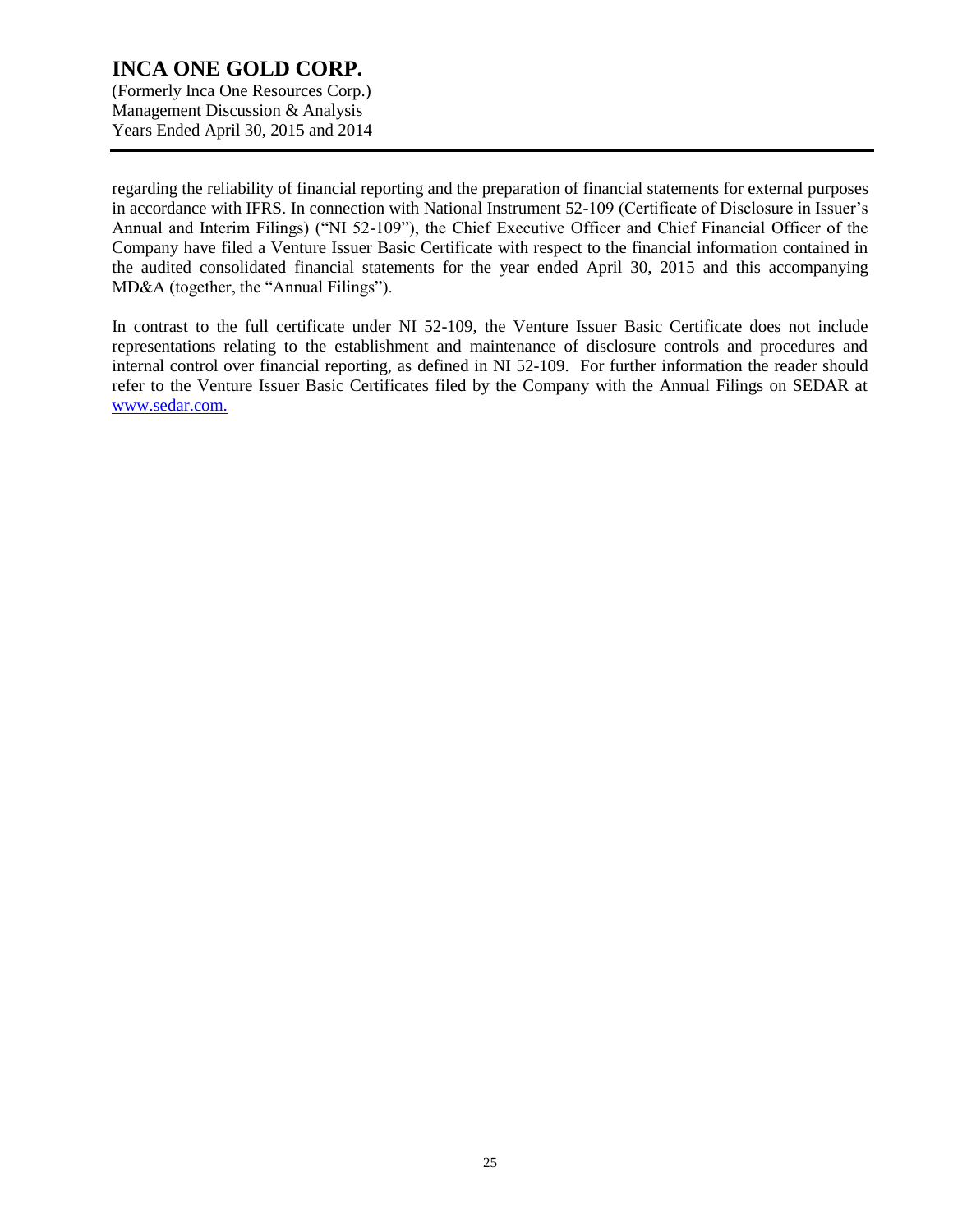regarding the reliability of financial reporting and the preparation of financial statements for external purposes in accordance with IFRS. In connection with National Instrument 52-109 (Certificate of Disclosure in Issuer's Annual and Interim Filings) ("NI 52-109"), the Chief Executive Officer and Chief Financial Officer of the Company have filed a Venture Issuer Basic Certificate with respect to the financial information contained in the audited consolidated financial statements for the year ended April 30, 2015 and this accompanying MD&A (together, the "Annual Filings").

In contrast to the full certificate under NI 52-109, the Venture Issuer Basic Certificate does not include representations relating to the establishment and maintenance of disclosure controls and procedures and internal control over financial reporting, as defined in NI 52-109. For further information the reader should refer to the Venture Issuer Basic Certificates filed by the Company with the Annual Filings on SEDAR at www.sedar.com.